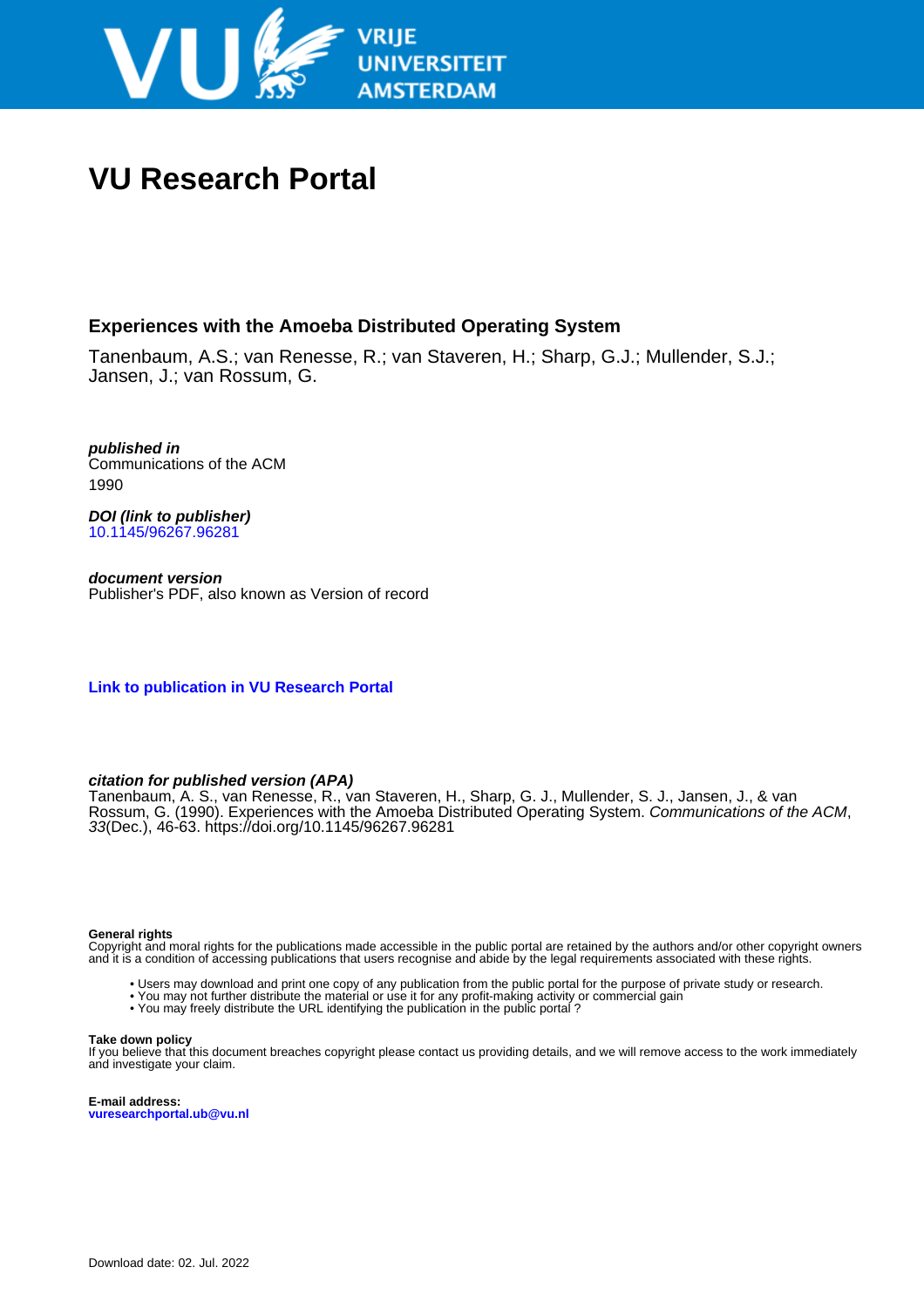# VU Research Portal

## Experiences with the Amoeba Distributed Operating System

Tanenbaum, A.S.; van Renesse, R.; van Staveren, H.; Sharp, G.J.; Mullender, S.J.; Jansen, J.; van Rossum, G.

***published in***
Communications of the ACM
1990

***DOI (link to publisher)***
10.1145/96267.96281

***document version***
Publisher's PDF, also known as Version of record

**Link to publication in VU Research Portal**

***citation for published version (APA)***
Tanenbaum, A. S., van Renesse, R., van Staveren, H., Sharp, G. J., Mullender, S. J., Jansen, J., & van Rossum, G. (1990). Experiences with the Amoeba Distributed Operating System. *Communications of the ACM*, *33*(Dec.), 46-63. https://doi.org/10.1145/96267.96281

**General rights**
Copyright and moral rights for the publications made accessible in the public portal are retained by the authors and/or other copyright owners and it is a condition of accessing publications that users recognise and abide by the legal requirements associated with these rights.

- Users may download and print one copy of any publication from the public portal for the purpose of private study or research.
- You may not further distribute the material or use it for any profit-making activity or commercial gain
- You may freely distribute the URL identifying the publication in the public portal ?

**Take down policy**
If you believe that this document breaches copyright please contact us providing details, and we will remove access to the work immediately and investigate your claim.

**E-mail address:**
**vuresearchportal.ub@vu.nl**

Download date: 02. Jul. 2022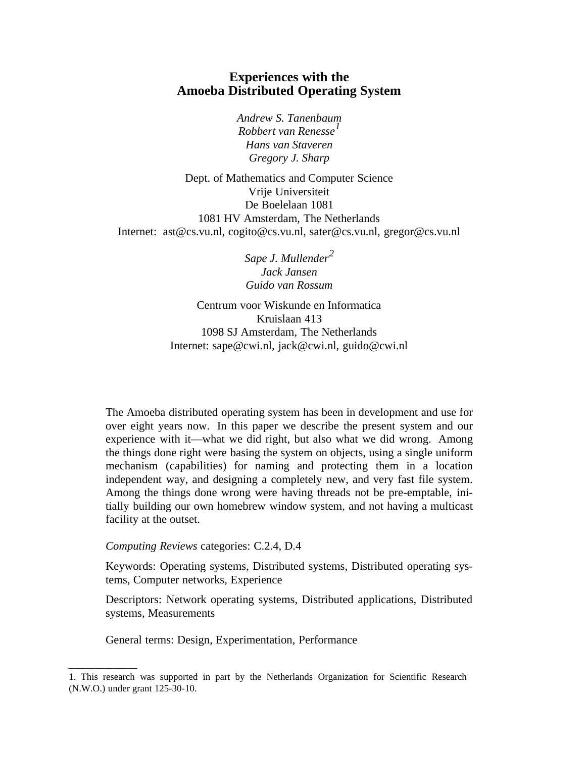# Experiences with the Amoeba Distributed Operating System

*Andrew S. Tanenbaum*
*Robbert van Renesse*[1]
*Hans van Staveren*
*Gregory J. Sharp*

Dept. of Mathematics and Computer Science
Vrije Universiteit
De Boelelaan 1081
1081 HV Amsterdam, The Netherlands
Internet: ast@cs.vu.nl, cogito@cs.vu.nl, sater@cs.vu.nl, gregor@cs.vu.nl

*Sape J. Mullender*[2]
*Jack Jansen*
*Guido van Rossum*

Centrum voor Wiskunde en Informatica
Kruislaan 413
1098 SJ Amsterdam, The Netherlands
Internet: sape@cwi.nl, jack@cwi.nl, guido@cwi.nl

The Amoeba distributed operating system has been in development and use for over eight years now. In this paper we describe the present system and our experience with it—what we did right, but also what we did wrong. Among the things done right were basing the system on objects, using a single uniform mechanism (capabilities) for naming and protecting them in a location independent way, and designing a completely new, and very fast file system. Among the things done wrong were having threads not be pre-emptable, initially building our own homebrew window system, and not having a multicast facility at the outset.

*Computing Reviews* categories: C.2.4, D.4

Keywords: Operating systems, Distributed systems, Distributed operating systems, Computer networks, Experience

Descriptors: Network operating systems, Distributed applications, Distributed systems, Measurements

General terms: Design, Experimentation, Performance

---

1. This research was supported in part by the Netherlands Organization for Scientific Research (N.W.O.) under grant 125-30-10.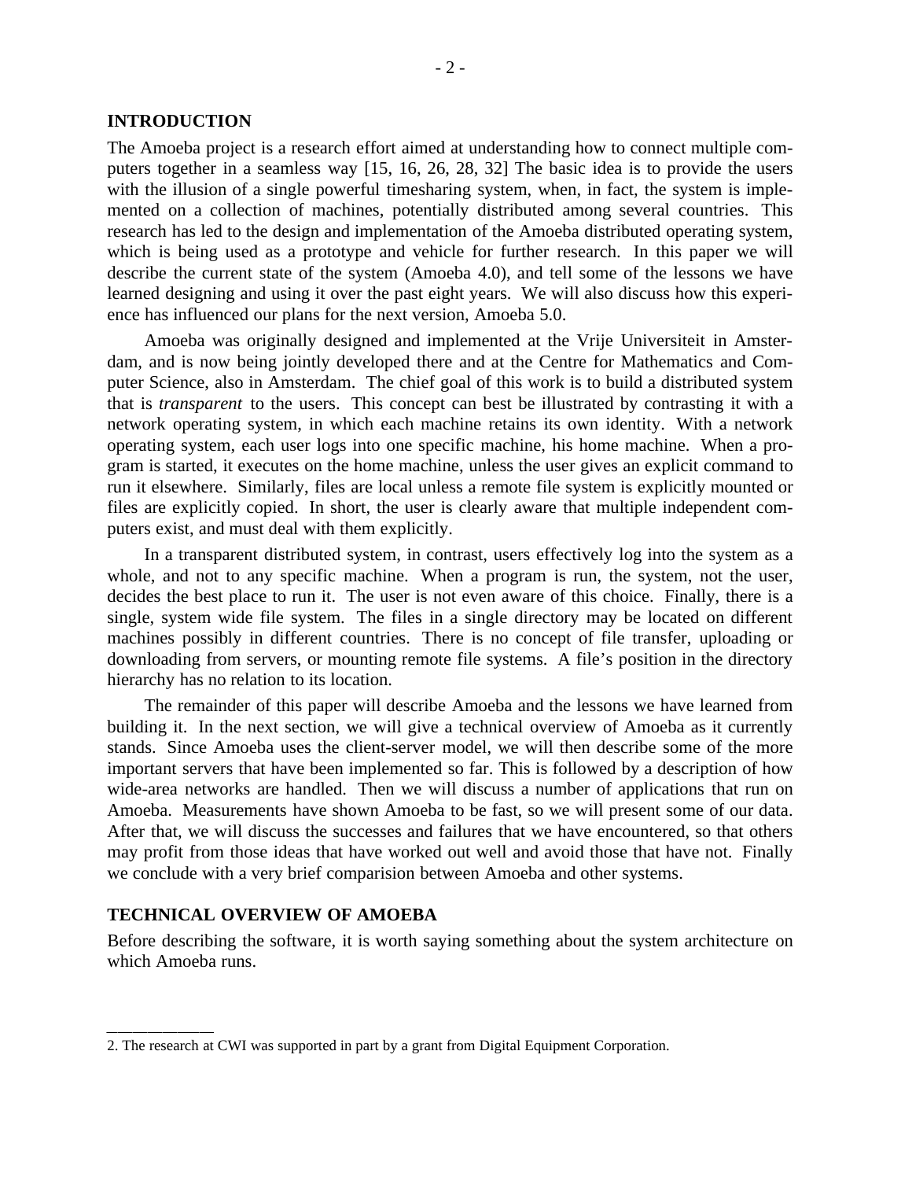## INTRODUCTION

The Amoeba project is a research effort aimed at understanding how to connect multiple computers together in a seamless way [15, 16, 26, 28, 32] The basic idea is to provide the users with the illusion of a single powerful timesharing system, when, in fact, the system is implemented on a collection of machines, potentially distributed among several countries. This research has led to the design and implementation of the Amoeba distributed operating system, which is being used as a prototype and vehicle for further research. In this paper we will describe the current state of the system (Amoeba 4.0), and tell some of the lessons we have learned designing and using it over the past eight years. We will also discuss how this experience has influenced our plans for the next version, Amoeba 5.0.

Amoeba was originally designed and implemented at the Vrije Universiteit in Amsterdam, and is now being jointly developed there and at the Centre for Mathematics and Computer Science, also in Amsterdam. The chief goal of this work is to build a distributed system that is *transparent* to the users. This concept can best be illustrated by contrasting it with a network operating system, in which each machine retains its own identity. With a network operating system, each user logs into one specific machine, his home machine. When a program is started, it executes on the home machine, unless the user gives an explicit command to run it elsewhere. Similarly, files are local unless a remote file system is explicitly mounted or files are explicitly copied. In short, the user is clearly aware that multiple independent computers exist, and must deal with them explicitly.

In a transparent distributed system, in contrast, users effectively log into the system as a whole, and not to any specific machine. When a program is run, the system, not the user, decides the best place to run it. The user is not even aware of this choice. Finally, there is a single, system wide file system. The files in a single directory may be located on different machines possibly in different countries. There is no concept of file transfer, uploading or downloading from servers, or mounting remote file systems. A file's position in the directory hierarchy has no relation to its location.

The remainder of this paper will describe Amoeba and the lessons we have learned from building it. In the next section, we will give a technical overview of Amoeba as it currently stands. Since Amoeba uses the client-server model, we will then describe some of the more important servers that have been implemented so far. This is followed by a description of how wide-area networks are handled. Then we will discuss a number of applications that run on Amoeba. Measurements have shown Amoeba to be fast, so we will present some of our data. After that, we will discuss the successes and failures that we have encountered, so that others may profit from those ideas that have worked out well and avoid those that have not. Finally we conclude with a very brief comparision between Amoeba and other systems.

## TECHNICAL OVERVIEW OF AMOEBA

Before describing the software, it is worth saying something about the system architecture on which Amoeba runs.

---

2. The research at CWI was supported in part by a grant from Digital Equipment Corporation.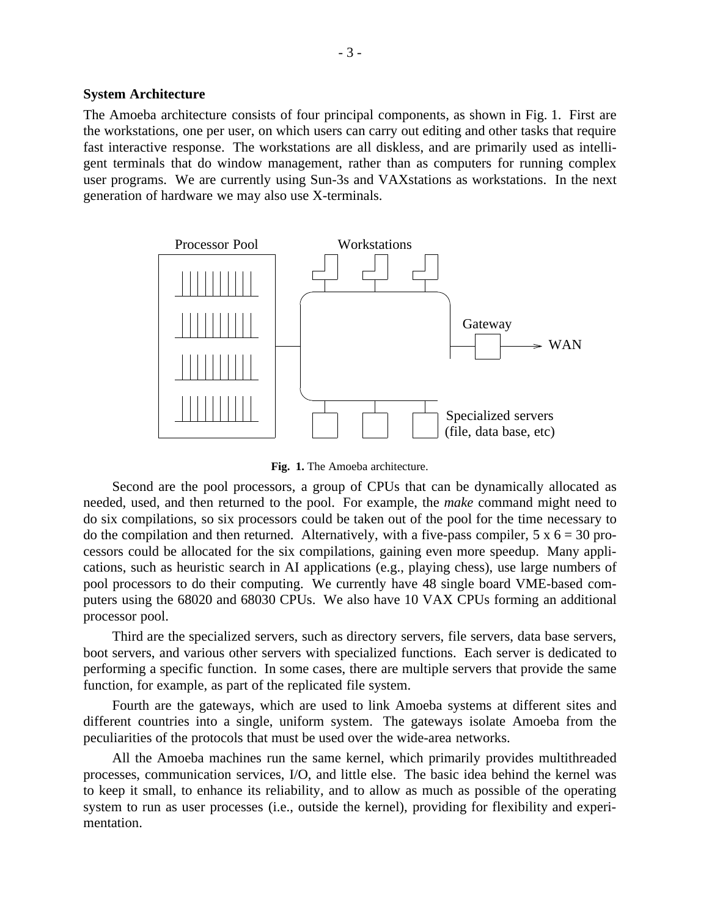### System Architecture

The Amoeba architecture consists of four principal components, as shown in Fig. 1. First are the workstations, one per user, on which users can carry out editing and other tasks that require fast interactive response. The workstations are all diskless, and are primarily used as intelligent terminals that do window management, rather than as computers for running complex user programs. We are currently using Sun-3s and VAXstations as workstations. In the next generation of hardware we may also use X-terminals.

**Fig. 1.** The Amoeba architecture.

Second are the pool processors, a group of CPUs that can be dynamically allocated as needed, used, and then returned to the pool. For example, the *make* command might need to do six compilations, so six processors could be taken out of the pool for the time necessary to do the compilation and then returned. Alternatively, with a five-pass compiler, 5 x 6 = 30 processors could be allocated for the six compilations, gaining even more speedup. Many applications, such as heuristic search in AI applications (e.g., playing chess), use large numbers of pool processors to do their computing. We currently have 48 single board VME-based computers using the 68020 and 68030 CPUs. We also have 10 VAX CPUs forming an additional processor pool.

Third are the specialized servers, such as directory servers, file servers, data base servers, boot servers, and various other servers with specialized functions. Each server is dedicated to performing a specific function. In some cases, there are multiple servers that provide the same function, for example, as part of the replicated file system.

Fourth are the gateways, which are used to link Amoeba systems at different sites and different countries into a single, uniform system. The gateways isolate Amoeba from the peculiarities of the protocols that must be used over the wide-area networks.

All the Amoeba machines run the same kernel, which primarily provides multithreaded processes, communication services, I/O, and little else. The basic idea behind the kernel was to keep it small, to enhance its reliability, and to allow as much as possible of the operating system to run as user processes (i.e., outside the kernel), providing for flexibility and experimentation.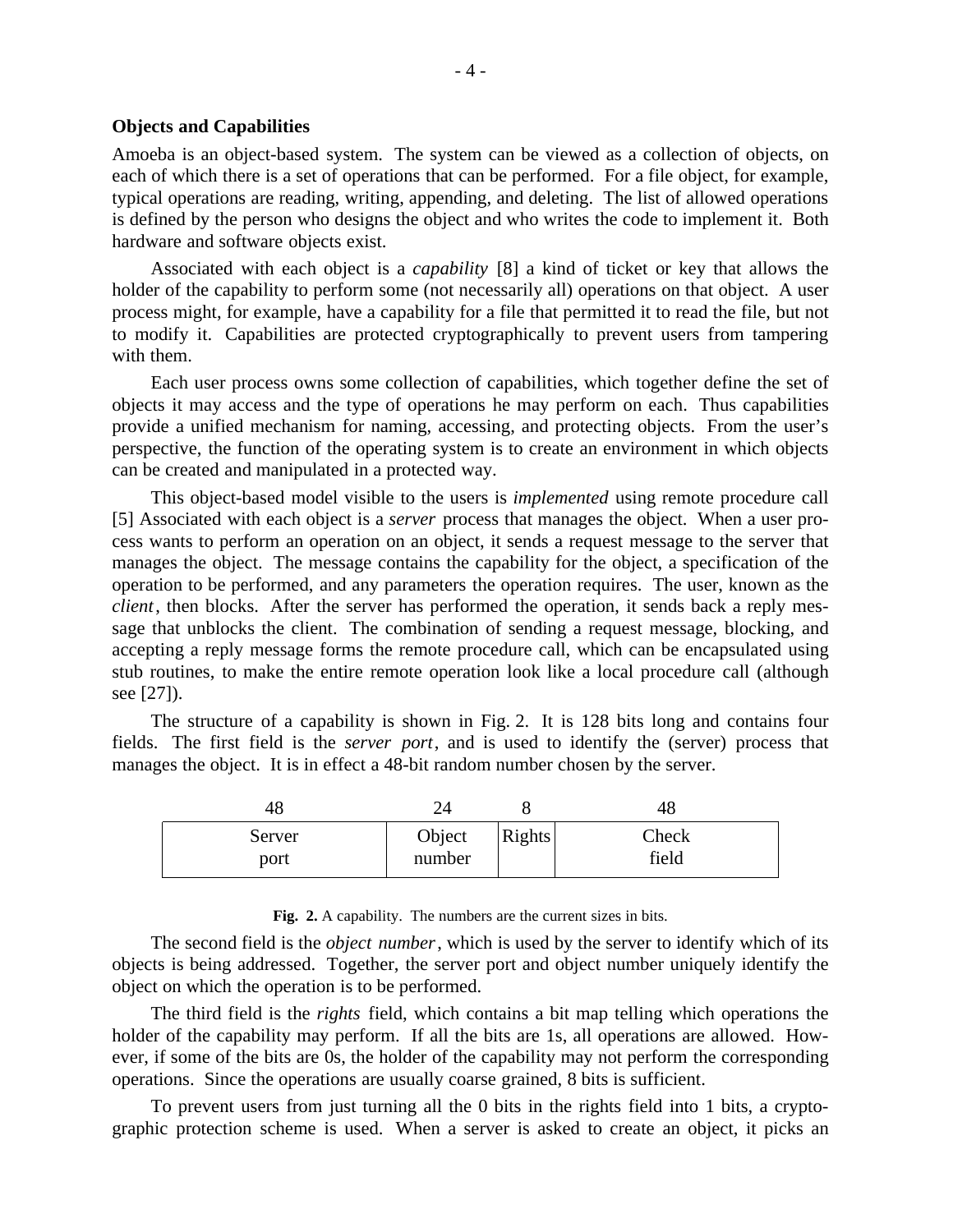## Objects and Capabilities

Amoeba is an object-based system. The system can be viewed as a collection of objects, on each of which there is a set of operations that can be performed. For a file object, for example, typical operations are reading, writing, appending, and deleting. The list of allowed operations is defined by the person who designs the object and who writes the code to implement it. Both hardware and software objects exist.

Associated with each object is a *capability* [8] a kind of ticket or key that allows the holder of the capability to perform some (not necessarily all) operations on that object. A user process might, for example, have a capability for a file that permitted it to read the file, but not to modify it. Capabilities are protected cryptographically to prevent users from tampering with them.

Each user process owns some collection of capabilities, which together define the set of objects it may access and the type of operations he may perform on each. Thus capabilities provide a unified mechanism for naming, accessing, and protecting objects. From the user's perspective, the function of the operating system is to create an environment in which objects can be created and manipulated in a protected way.

This object-based model visible to the users is *implemented* using remote procedure call [5] Associated with each object is a *server* process that manages the object. When a user process wants to perform an operation on an object, it sends a request message to the server that manages the object. The message contains the capability for the object, a specification of the operation to be performed, and any parameters the operation requires. The user, known as the *client*, then blocks. After the server has performed the operation, it sends back a reply message that unblocks the client. The combination of sending a request message, blocking, and accepting a reply message forms the remote procedure call, which can be encapsulated using stub routines, to make the entire remote operation look like a local procedure call (although see [27]).

The structure of a capability is shown in Fig. 2. It is 128 bits long and contains four fields. The first field is the *server port*, and is used to identify the (server) process that manages the object. It is in effect a 48-bit random number chosen by the server.

| 48 | 24 | 8 | 48 |
|---|---|---|---|
| Server port | Object number | Rights | Check field |

**Fig. 2.** A capability. The numbers are the current sizes in bits.

The second field is the *object number*, which is used by the server to identify which of its objects is being addressed. Together, the server port and object number uniquely identify the object on which the operation is to be performed.

The third field is the *rights* field, which contains a bit map telling which operations the holder of the capability may perform. If all the bits are 1s, all operations are allowed. However, if some of the bits are 0s, the holder of the capability may not perform the corresponding operations. Since the operations are usually coarse grained, 8 bits is sufficient.

To prevent users from just turning all the 0 bits in the rights field into 1 bits, a cryptographic protection scheme is used. When a server is asked to create an object, it picks an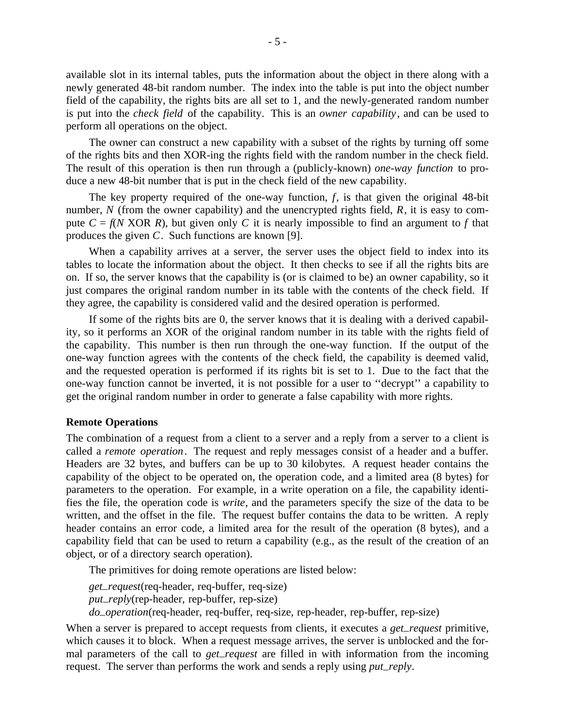available slot in its internal tables, puts the information about the object in there along with a newly generated 48-bit random number. The index into the table is put into the object number field of the capability, the rights bits are all set to 1, and the newly-generated random number is put into the *check field* of the capability. This is an *owner capability*, and can be used to perform all operations on the object.

The owner can construct a new capability with a subset of the rights by turning off some of the rights bits and then XOR-ing the rights field with the random number in the check field. The result of this operation is then run through a (publicly-known) *one-way function* to produce a new 48-bit number that is put in the check field of the new capability.

The key property required of the one-way function, $f$, is that given the original 48-bit number, $N$ (from the owner capability) and the unencrypted rights field, $R$, it is easy to compute $C = f(N \text{ XOR } R)$, but given only $C$ it is nearly impossible to find an argument to $f$ that produces the given $C$. Such functions are known [9].

When a capability arrives at a server, the server uses the object field to index into its tables to locate the information about the object. It then checks to see if all the rights bits are on. If so, the server knows that the capability is (or is claimed to be) an owner capability, so it just compares the original random number in its table with the contents of the check field. If they agree, the capability is considered valid and the desired operation is performed.

If some of the rights bits are 0, the server knows that it is dealing with a derived capability, so it performs an XOR of the original random number in its table with the rights field of the capability. This number is then run through the one-way function. If the output of the one-way function agrees with the contents of the check field, the capability is deemed valid, and the requested operation is performed if its rights bit is set to 1. Due to the fact that the one-way function cannot be inverted, it is not possible for a user to ''decrypt'' a capability to get the original random number in order to generate a false capability with more rights.

**Remote Operations**

The combination of a request from a client to a server and a reply from a server to a client is called a *remote operation*. The request and reply messages consist of a header and a buffer. Headers are 32 bytes, and buffers can be up to 30 kilobytes. A request header contains the capability of the object to be operated on, the operation code, and a limited area (8 bytes) for parameters to the operation. For example, in a write operation on a file, the capability identifies the file, the operation code is *write*, and the parameters specify the size of the data to be written, and the offset in the file. The request buffer contains the data to be written. A reply header contains an error code, a limited area for the result of the operation (8 bytes), and a capability field that can be used to return a capability (e.g., as the result of the creation of an object, or of a directory search operation).

The primitives for doing remote operations are listed below:

*get_request*(req-header, req-buffer, req-size)
*put_reply*(rep-header, rep-buffer, rep-size)
*do_operation*(req-header, req-buffer, req-size, rep-header, rep-buffer, rep-size)

When a server is prepared to accept requests from clients, it executes a *get_request* primitive, which causes it to block. When a request message arrives, the server is unblocked and the formal parameters of the call to *get_request* are filled in with information from the incoming request. The server than performs the work and sends a reply using *put_reply*.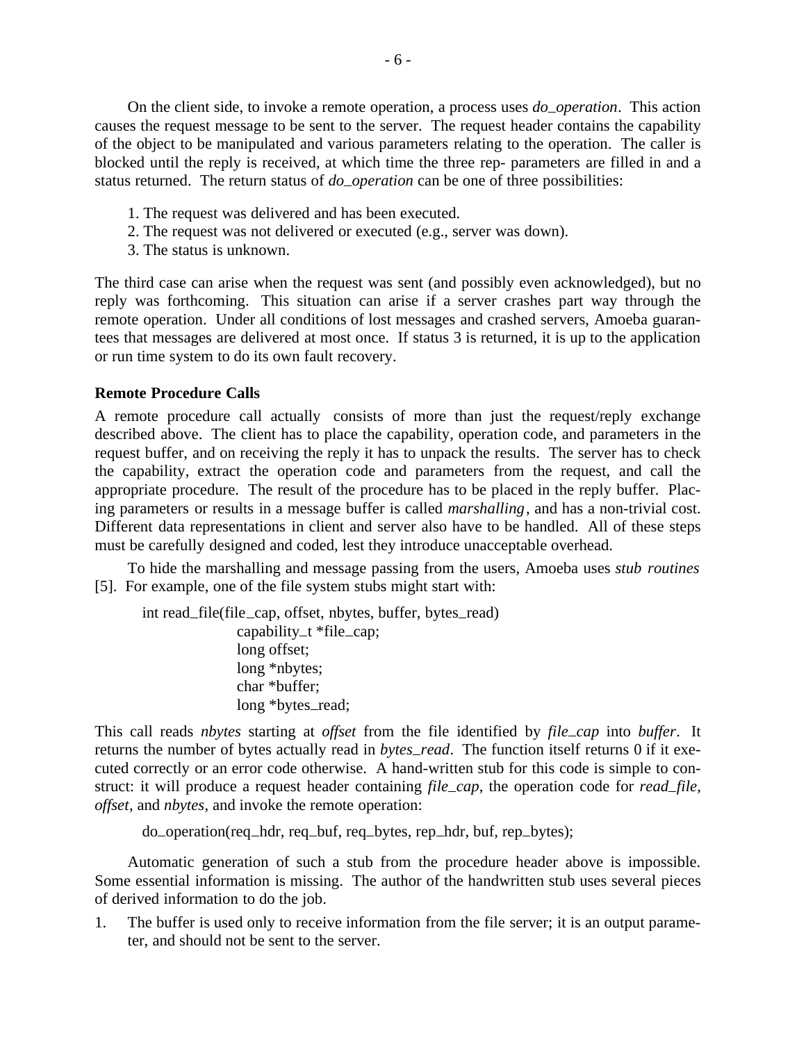On the client side, to invoke a remote operation, a process uses *do_operation*. This action causes the request message to be sent to the server. The request header contains the capability of the object to be manipulated and various parameters relating to the operation. The caller is blocked until the reply is received, at which time the three rep- parameters are filled in and a status returned. The return status of *do_operation* can be one of three possibilities:

1. The request was delivered and has been executed.
2. The request was not delivered or executed (e.g., server was down).
3. The status is unknown.

The third case can arise when the request was sent (and possibly even acknowledged), but no reply was forthcoming. This situation can arise if a server crashes part way through the remote operation. Under all conditions of lost messages and crashed servers, Amoeba guarantees that messages are delivered at most once. If status 3 is returned, it is up to the application or run time system to do its own fault recovery.

**Remote Procedure Calls**

A remote procedure call actually consists of more than just the request/reply exchange described above. The client has to place the capability, operation code, and parameters in the request buffer, and on receiving the reply it has to unpack the results. The server has to check the capability, extract the operation code and parameters from the request, and call the appropriate procedure. The result of the procedure has to be placed in the reply buffer. Placing parameters or results in a message buffer is called *marshalling*, and has a non-trivial cost. Different data representations in client and server also have to be handled. All of these steps must be carefully designed and coded, lest they introduce unacceptable overhead.

To hide the marshalling and message passing from the users, Amoeba uses *stub routines* [5]. For example, one of the file system stubs might start with:

```
int read_file(file_cap, offset, nbytes, buffer, bytes_read)
        capability_t *file_cap;
        long offset;
        long *nbytes;
        char *buffer;
        long *bytes_read;
```

This call reads *nbytes* starting at *offset* from the file identified by *file_cap* into *buffer*. It returns the number of bytes actually read in *bytes_read*. The function itself returns 0 if it executed correctly or an error code otherwise. A hand-written stub for this code is simple to construct: it will produce a request header containing *file_cap*, the operation code for *read_file*, *offset*, and *nbytes*, and invoke the remote operation:

```
do_operation(req_hdr, req_buf, req_bytes, rep_hdr, buf, rep_bytes);
```

Automatic generation of such a stub from the procedure header above is impossible. Some essential information is missing. The author of the handwritten stub uses several pieces of derived information to do the job.

1. The buffer is used only to receive information from the file server; it is an output parameter, and should not be sent to the server.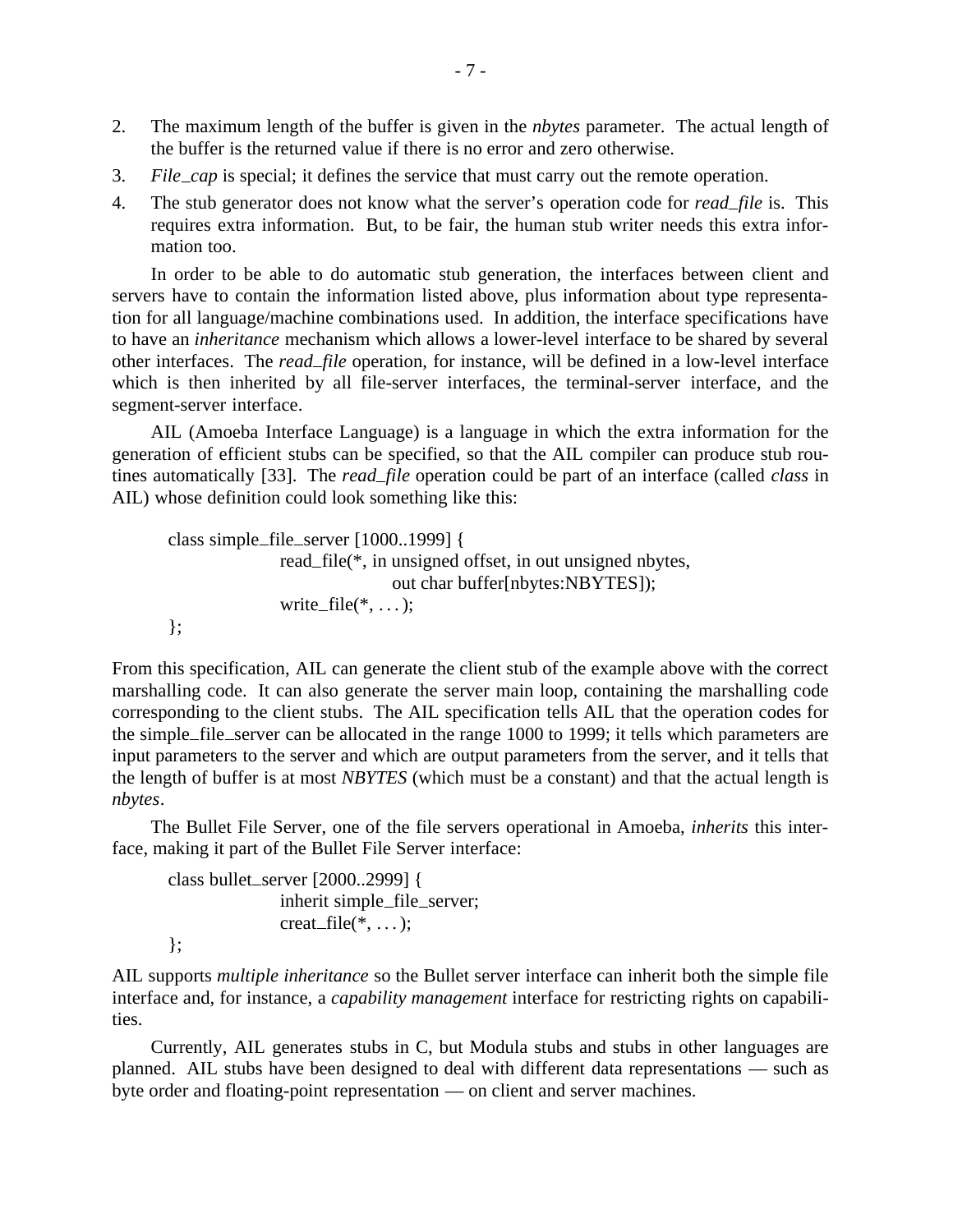2. The maximum length of the buffer is given in the *nbytes* parameter. The actual length of the buffer is the returned value if there is no error and zero otherwise.
3. *File_cap* is special; it defines the service that must carry out the remote operation.
4. The stub generator does not know what the server's operation code for *read_file* is. This requires extra information. But, to be fair, the human stub writer needs this extra information too.

In order to be able to do automatic stub generation, the interfaces between client and servers have to contain the information listed above, plus information about type representation for all language/machine combinations used. In addition, the interface specifications have to have an *inheritance* mechanism which allows a lower-level interface to be shared by several other interfaces. The *read_file* operation, for instance, will be defined in a low-level interface which is then inherited by all file-server interfaces, the terminal-server interface, and the segment-server interface.

AIL (Amoeba Interface Language) is a language in which the extra information for the generation of efficient stubs can be specified, so that the AIL compiler can produce stub routines automatically [33]. The *read_file* operation could be part of an interface (called *class* in AIL) whose definition could look something like this:

```
class simple_file_server [1000..1999] {
        read_file(*, in unsigned offset, in out unsigned nbytes,
                out char buffer[nbytes:NBYTES]);
        write_file(*, . . . );
};
```

From this specification, AIL can generate the client stub of the example above with the correct marshalling code. It can also generate the server main loop, containing the marshalling code corresponding to the client stubs. The AIL specification tells AIL that the operation codes for the simple_file_server can be allocated in the range 1000 to 1999; it tells which parameters are input parameters to the server and which are output parameters from the server, and it tells that the length of buffer is at most *NBYTES* (which must be a constant) and that the actual length is *nbytes*.

The Bullet File Server, one of the file servers operational in Amoeba, *inherits* this interface, making it part of the Bullet File Server interface:

```
class bullet_server [2000..2999] {
        inherit simple_file_server;
        creat_file(*, . . . );
};
```

AIL supports *multiple inheritance* so the Bullet server interface can inherit both the simple file interface and, for instance, a *capability management* interface for restricting rights on capabilities.

Currently, AIL generates stubs in C, but Modula stubs and stubs in other languages are planned. AIL stubs have been designed to deal with different data representations — such as byte order and floating-point representation — on client and server machines.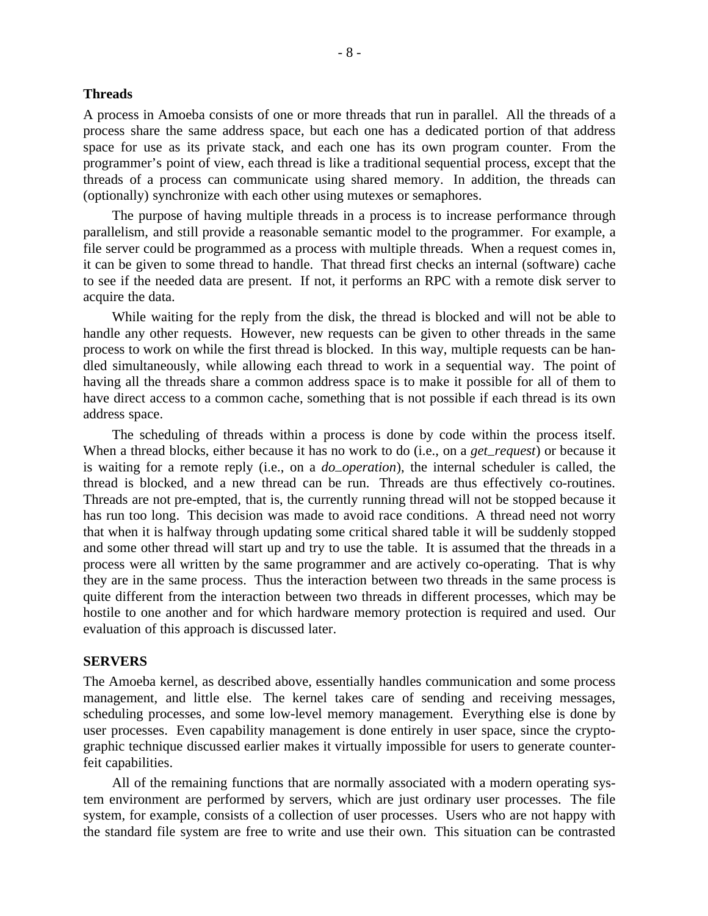### Threads

A process in Amoeba consists of one or more threads that run in parallel. All the threads of a process share the same address space, but each one has a dedicated portion of that address space for use as its private stack, and each one has its own program counter. From the programmer's point of view, each thread is like a traditional sequential process, except that the threads of a process can communicate using shared memory. In addition, the threads can (optionally) synchronize with each other using mutexes or semaphores.

The purpose of having multiple threads in a process is to increase performance through parallelism, and still provide a reasonable semantic model to the programmer. For example, a file server could be programmed as a process with multiple threads. When a request comes in, it can be given to some thread to handle. That thread first checks an internal (software) cache to see if the needed data are present. If not, it performs an RPC with a remote disk server to acquire the data.

While waiting for the reply from the disk, the thread is blocked and will not be able to handle any other requests. However, new requests can be given to other threads in the same process to work on while the first thread is blocked. In this way, multiple requests can be handled simultaneously, while allowing each thread to work in a sequential way. The point of having all the threads share a common address space is to make it possible for all of them to have direct access to a common cache, something that is not possible if each thread is its own address space.

The scheduling of threads within a process is done by code within the process itself. When a thread blocks, either because it has no work to do (i.e., on a *get_request*) or because it is waiting for a remote reply (i.e., on a *do_operation*), the internal scheduler is called, the thread is blocked, and a new thread can be run. Threads are thus effectively co-routines. Threads are not pre-empted, that is, the currently running thread will not be stopped because it has run too long. This decision was made to avoid race conditions. A thread need not worry that when it is halfway through updating some critical shared table it will be suddenly stopped and some other thread will start up and try to use the table. It is assumed that the threads in a process were all written by the same programmer and are actively co-operating. That is why they are in the same process. Thus the interaction between two threads in the same process is quite different from the interaction between two threads in different processes, which may be hostile to one another and for which hardware memory protection is required and used. Our evaluation of this approach is discussed later.

## SERVERS

The Amoeba kernel, as described above, essentially handles communication and some process management, and little else. The kernel takes care of sending and receiving messages, scheduling processes, and some low-level memory management. Everything else is done by user processes. Even capability management is done entirely in user space, since the cryptographic technique discussed earlier makes it virtually impossible for users to generate counterfeit capabilities.

All of the remaining functions that are normally associated with a modern operating system environment are performed by servers, which are just ordinary user processes. The file system, for example, consists of a collection of user processes. Users who are not happy with the standard file system are free to write and use their own. This situation can be contrasted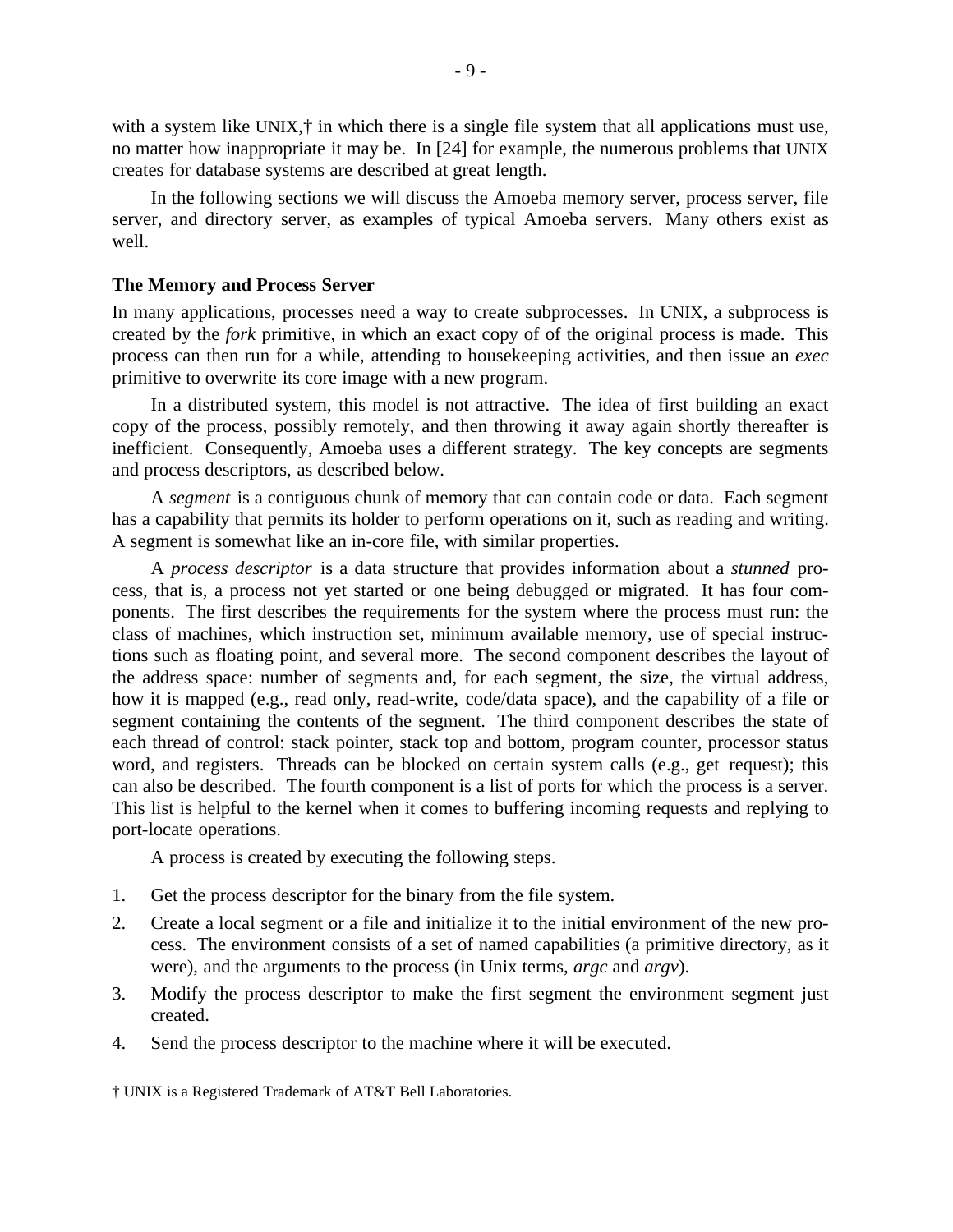with a system like UNIX,† in which there is a single file system that all applications must use, no matter how inappropriate it may be. In [24] for example, the numerous problems that UNIX creates for database systems are described at great length.

In the following sections we will discuss the Amoeba memory server, process server, file server, and directory server, as examples of typical Amoeba servers. Many others exist as well.

### The Memory and Process Server

In many applications, processes need a way to create subprocesses. In UNIX, a subprocess is created by the *fork* primitive, in which an exact copy of of the original process is made. This process can then run for a while, attending to housekeeping activities, and then issue an *exec* primitive to overwrite its core image with a new program.

In a distributed system, this model is not attractive. The idea of first building an exact copy of the process, possibly remotely, and then throwing it away again shortly thereafter is inefficient. Consequently, Amoeba uses a different strategy. The key concepts are segments and process descriptors, as described below.

A *segment* is a contiguous chunk of memory that can contain code or data. Each segment has a capability that permits its holder to perform operations on it, such as reading and writing. A segment is somewhat like an in-core file, with similar properties.

A *process descriptor* is a data structure that provides information about a *stunned* process, that is, a process not yet started or one being debugged or migrated. It has four components. The first describes the requirements for the system where the process must run: the class of machines, which instruction set, minimum available memory, use of special instructions such as floating point, and several more. The second component describes the layout of the address space: number of segments and, for each segment, the size, the virtual address, how it is mapped (e.g., read only, read-write, code/data space), and the capability of a file or segment containing the contents of the segment. The third component describes the state of each thread of control: stack pointer, stack top and bottom, program counter, processor status word, and registers. Threads can be blocked on certain system calls (e.g., get_request); this can also be described. The fourth component is a list of ports for which the process is a server. This list is helpful to the kernel when it comes to buffering incoming requests and replying to port-locate operations.

A process is created by executing the following steps.

1. Get the process descriptor for the binary from the file system.
2. Create a local segment or a file and initialize it to the initial environment of the new process. The environment consists of a set of named capabilities (a primitive directory, as it were), and the arguments to the process (in Unix terms, *argc* and *argv*).
3. Modify the process descriptor to make the first segment the environment segment just created.
4. Send the process descriptor to the machine where it will be executed.

---

† UNIX is a Registered Trademark of AT&T Bell Laboratories.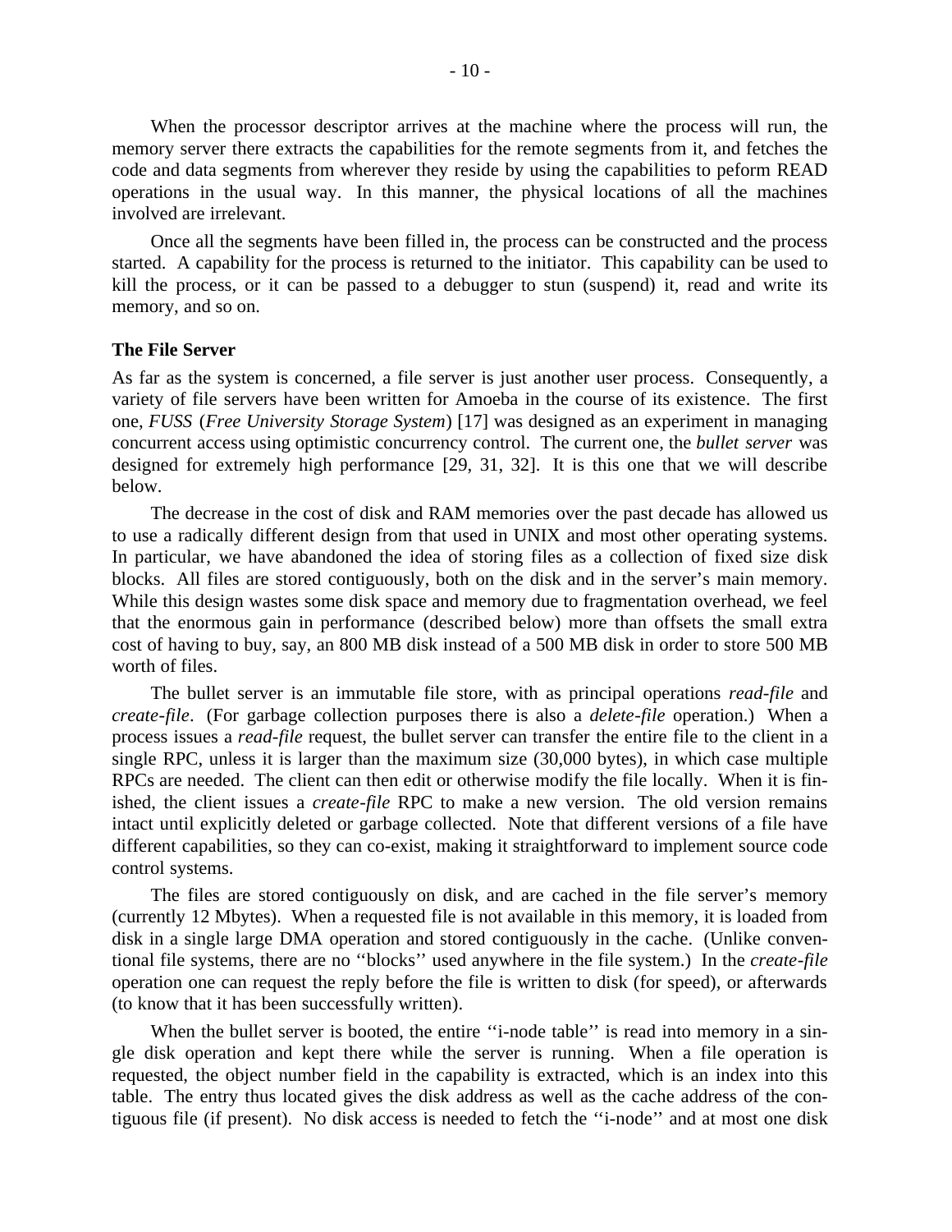When the processor descriptor arrives at the machine where the process will run, the memory server there extracts the capabilities for the remote segments from it, and fetches the code and data segments from wherever they reside by using the capabilities to peform READ operations in the usual way. In this manner, the physical locations of all the machines involved are irrelevant.

Once all the segments have been filled in, the process can be constructed and the process started. A capability for the process is returned to the initiator. This capability can be used to kill the process, or it can be passed to a debugger to stun (suspend) it, read and write its memory, and so on.

**The File Server**

As far as the system is concerned, a file server is just another user process. Consequently, a variety of file servers have been written for Amoeba in the course of its existence. The first one, *FUSS* (*Free University Storage System*) [17] was designed as an experiment in managing concurrent access using optimistic concurrency control. The current one, the *bullet server* was designed for extremely high performance [29, 31, 32]. It is this one that we will describe below.

The decrease in the cost of disk and RAM memories over the past decade has allowed us to use a radically different design from that used in UNIX and most other operating systems. In particular, we have abandoned the idea of storing files as a collection of fixed size disk blocks. All files are stored contiguously, both on the disk and in the server's main memory. While this design wastes some disk space and memory due to fragmentation overhead, we feel that the enormous gain in performance (described below) more than offsets the small extra cost of having to buy, say, an 800 MB disk instead of a 500 MB disk in order to store 500 MB worth of files.

The bullet server is an immutable file store, with as principal operations *read-file* and *create-file*. (For garbage collection purposes there is also a *delete-file* operation.) When a process issues a *read-file* request, the bullet server can transfer the entire file to the client in a single RPC, unless it is larger than the maximum size (30,000 bytes), in which case multiple RPCs are needed. The client can then edit or otherwise modify the file locally. When it is finished, the client issues a *create-file* RPC to make a new version. The old version remains intact until explicitly deleted or garbage collected. Note that different versions of a file have different capabilities, so they can co-exist, making it straightforward to implement source code control systems.

The files are stored contiguously on disk, and are cached in the file server's memory (currently 12 Mbytes). When a requested file is not available in this memory, it is loaded from disk in a single large DMA operation and stored contiguously in the cache. (Unlike conventional file systems, there are no ''blocks'' used anywhere in the file system.) In the *create-file* operation one can request the reply before the file is written to disk (for speed), or afterwards (to know that it has been successfully written).

When the bullet server is booted, the entire ''i-node table'' is read into memory in a single disk operation and kept there while the server is running. When a file operation is requested, the object number field in the capability is extracted, which is an index into this table. The entry thus located gives the disk address as well as the cache address of the contiguous file (if present). No disk access is needed to fetch the ''i-node'' and at most one disk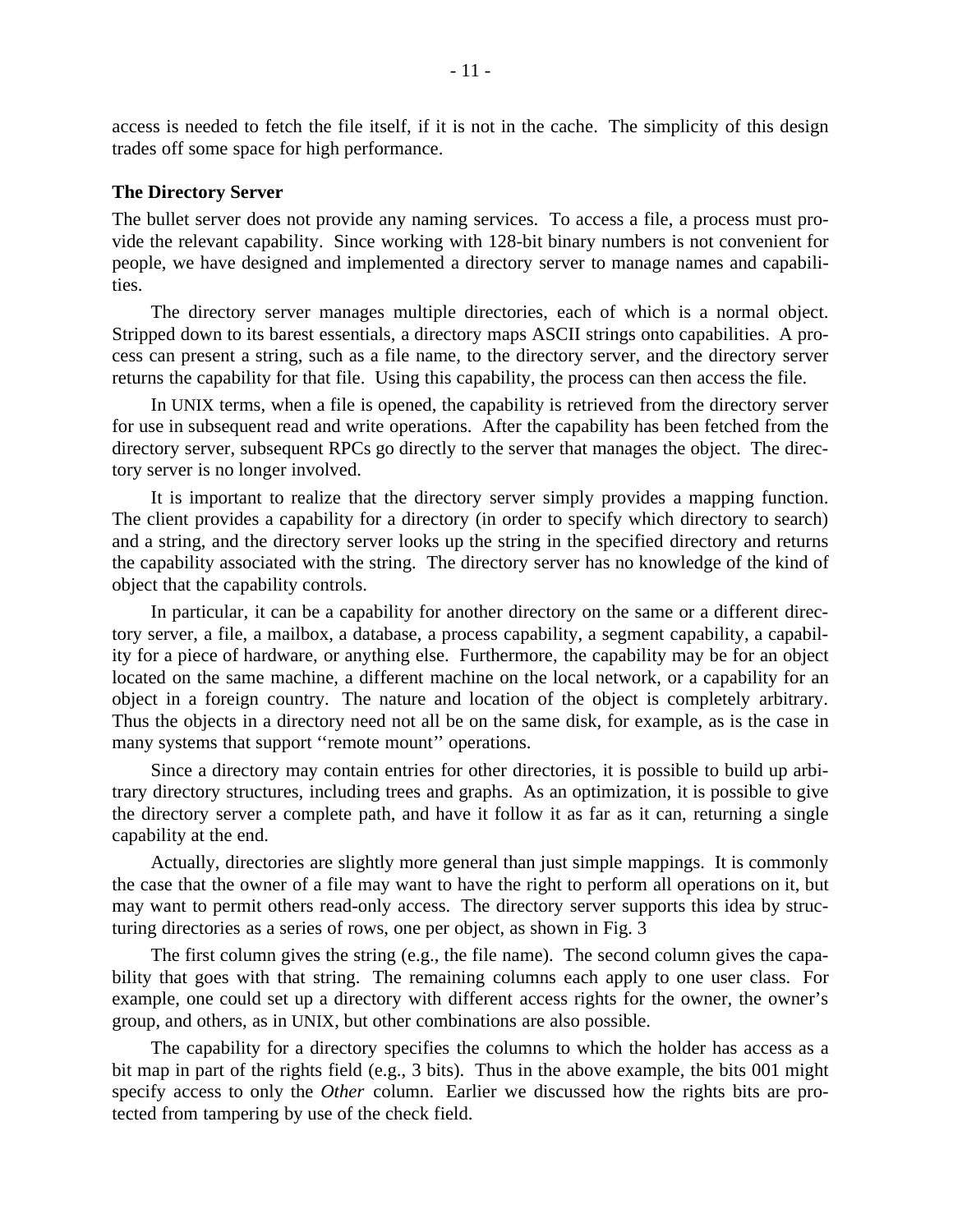access is needed to fetch the file itself, if it is not in the cache. The simplicity of this design trades off some space for high performance.

**The Directory Server**

The bullet server does not provide any naming services. To access a file, a process must provide the relevant capability. Since working with 128-bit binary numbers is not convenient for people, we have designed and implemented a directory server to manage names and capabilities.

The directory server manages multiple directories, each of which is a normal object. Stripped down to its barest essentials, a directory maps ASCII strings onto capabilities. A process can present a string, such as a file name, to the directory server, and the directory server returns the capability for that file. Using this capability, the process can then access the file.

In UNIX terms, when a file is opened, the capability is retrieved from the directory server for use in subsequent read and write operations. After the capability has been fetched from the directory server, subsequent RPCs go directly to the server that manages the object. The directory server is no longer involved.

It is important to realize that the directory server simply provides a mapping function. The client provides a capability for a directory (in order to specify which directory to search) and a string, and the directory server looks up the string in the specified directory and returns the capability associated with the string. The directory server has no knowledge of the kind of object that the capability controls.

In particular, it can be a capability for another directory on the same or a different directory server, a file, a mailbox, a database, a process capability, a segment capability, a capability for a piece of hardware, or anything else. Furthermore, the capability may be for an object located on the same machine, a different machine on the local network, or a capability for an object in a foreign country. The nature and location of the object is completely arbitrary. Thus the objects in a directory need not all be on the same disk, for example, as is the case in many systems that support ''remote mount'' operations.

Since a directory may contain entries for other directories, it is possible to build up arbitrary directory structures, including trees and graphs. As an optimization, it is possible to give the directory server a complete path, and have it follow it as far as it can, returning a single capability at the end.

Actually, directories are slightly more general than just simple mappings. It is commonly the case that the owner of a file may want to have the right to perform all operations on it, but may want to permit others read-only access. The directory server supports this idea by structuring directories as a series of rows, one per object, as shown in Fig. 3

The first column gives the string (e.g., the file name). The second column gives the capability that goes with that string. The remaining columns each apply to one user class. For example, one could set up a directory with different access rights for the owner, the owner's group, and others, as in UNIX, but other combinations are also possible.

The capability for a directory specifies the columns to which the holder has access as a bit map in part of the rights field (e.g., 3 bits). Thus in the above example, the bits 001 might specify access to only the *Other* column. Earlier we discussed how the rights bits are protected from tampering by use of the check field.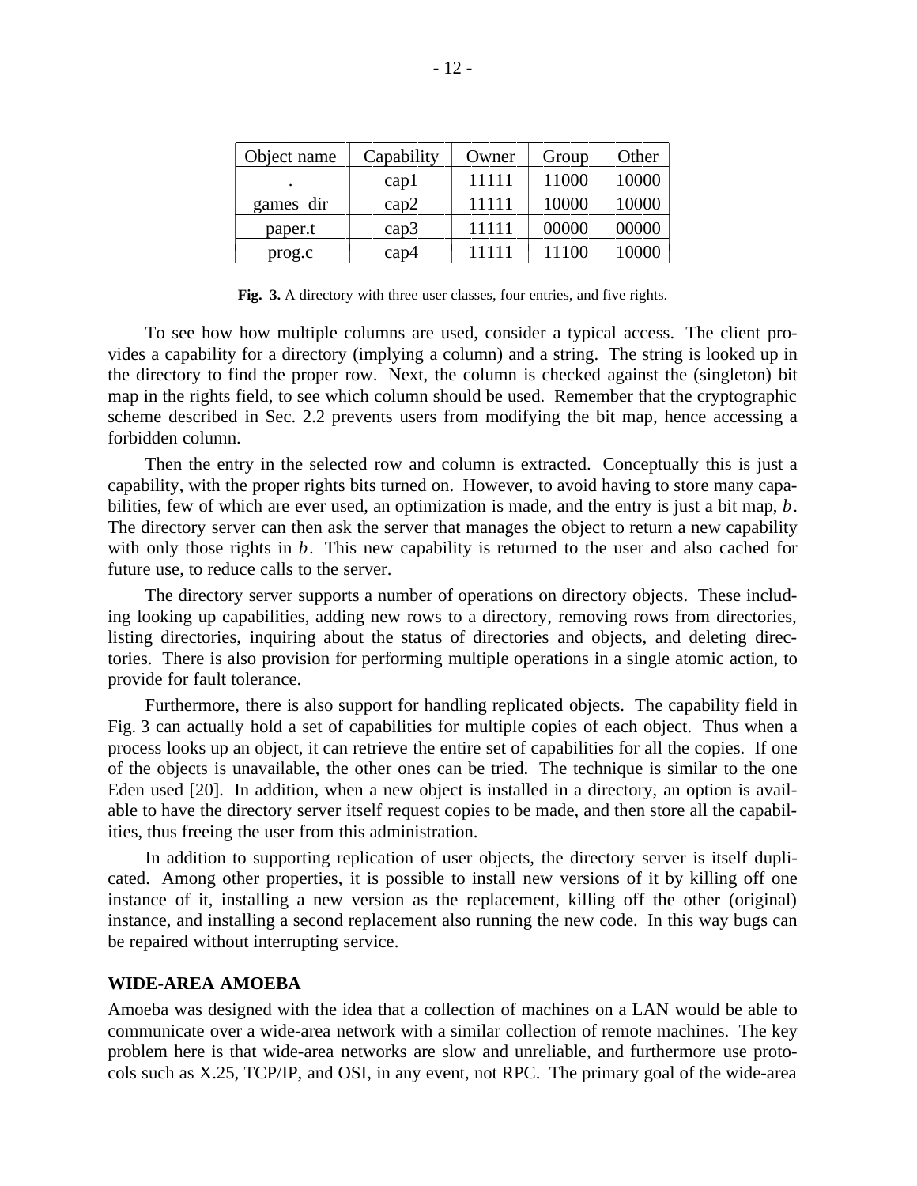| Object name | Capability | Owner | Group | Other |
|---|---|---|---|---|
| . | cap1 | 11111 | 11000 | 10000 |
| games_dir | cap2 | 11111 | 10000 | 10000 |
| paper.t | cap3 | 11111 | 00000 | 00000 |
| prog.c | cap4 | 11111 | 11100 | 10000 |

**Fig. 3.** A directory with three user classes, four entries, and five rights.

To see how how multiple columns are used, consider a typical access. The client provides a capability for a directory (implying a column) and a string. The string is looked up in the directory to find the proper row. Next, the column is checked against the (singleton) bit map in the rights field, to see which column should be used. Remember that the cryptographic scheme described in Sec. 2.2 prevents users from modifying the bit map, hence accessing a forbidden column.

Then the entry in the selected row and column is extracted. Conceptually this is just a capability, with the proper rights bits turned on. However, to avoid having to store many capabilities, few of which are ever used, an optimization is made, and the entry is just a bit map, $b$. The directory server can then ask the server that manages the object to return a new capability with only those rights in $b$. This new capability is returned to the user and also cached for future use, to reduce calls to the server.

The directory server supports a number of operations on directory objects. These including looking up capabilities, adding new rows to a directory, removing rows from directories, listing directories, inquiring about the status of directories and objects, and deleting directories. There is also provision for performing multiple operations in a single atomic action, to provide for fault tolerance.

Furthermore, there is also support for handling replicated objects. The capability field in Fig. 3 can actually hold a set of capabilities for multiple copies of each object. Thus when a process looks up an object, it can retrieve the entire set of capabilities for all the copies. If one of the objects is unavailable, the other ones can be tried. The technique is similar to the one Eden used [20]. In addition, when a new object is installed in a directory, an option is available to have the directory server itself request copies to be made, and then store all the capabilities, thus freeing the user from this administration.

In addition to supporting replication of user objects, the directory server is itself duplicated. Among other properties, it is possible to install new versions of it by killing off one instance of it, installing a new version as the replacement, killing off the other (original) instance, and installing a second replacement also running the new code. In this way bugs can be repaired without interrupting service.

## WIDE-AREA AMOEBA

Amoeba was designed with the idea that a collection of machines on a LAN would be able to communicate over a wide-area network with a similar collection of remote machines. The key problem here is that wide-area networks are slow and unreliable, and furthermore use protocols such as X.25, TCP/IP, and OSI, in any event, not RPC. The primary goal of the wide-area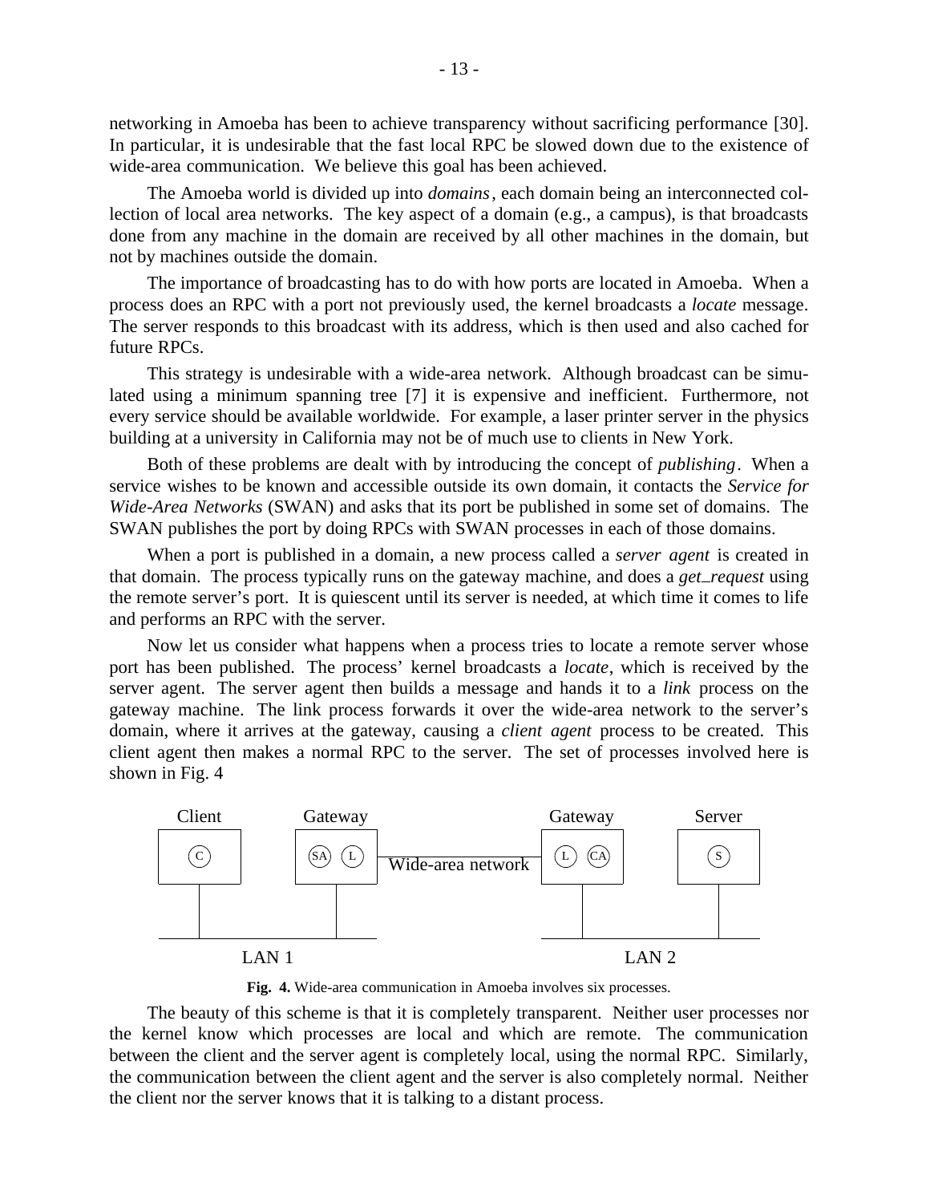networking in Amoeba has been to achieve transparency without sacrificing performance [30]. In particular, it is undesirable that the fast local RPC be slowed down due to the existence of wide-area communication. We believe this goal has been achieved.

The Amoeba world is divided up into *domains*, each domain being an interconnected collection of local area networks. The key aspect of a domain (e.g., a campus), is that broadcasts done from any machine in the domain are received by all other machines in the domain, but not by machines outside the domain.

The importance of broadcasting has to do with how ports are located in Amoeba. When a process does an RPC with a port not previously used, the kernel broadcasts a *locate* message. The server responds to this broadcast with its address, which is then used and also cached for future RPCs.

This strategy is undesirable with a wide-area network. Although broadcast can be simulated using a minimum spanning tree [7] it is expensive and inefficient. Furthermore, not every service should be available worldwide. For example, a laser printer server in the physics building at a university in California may not be of much use to clients in New York.

Both of these problems are dealt with by introducing the concept of *publishing*. When a service wishes to be known and accessible outside its own domain, it contacts the *Service for Wide-Area Networks* (SWAN) and asks that its port be published in some set of domains. The SWAN publishes the port by doing RPCs with SWAN processes in each of those domains.

When a port is published in a domain, a new process called a *server agent* is created in that domain. The process typically runs on the gateway machine, and does a *get_request* using the remote server's port. It is quiescent until its server is needed, at which time it comes to life and performs an RPC with the server.

Now let us consider what happens when a process tries to locate a remote server whose port has been published. The process' kernel broadcasts a *locate*, which is received by the server agent. The server agent then builds a message and hands it to a *link* process on the gateway machine. The link process forwards it over the wide-area network to the server's domain, where it arrives at the gateway, causing a *client agent* process to be created. This client agent then makes a normal RPC to the server. The set of processes involved here is shown in Fig. 4

Client | Gateway | Gateway | Server

C | SA L | Wide-area network | L CA | S

LAN 1 | LAN 2

**Fig. 4.** Wide-area communication in Amoeba involves six processes.

The beauty of this scheme is that it is completely transparent. Neither user processes nor the kernel know which processes are local and which are remote. The communication between the client and the server agent is completely local, using the normal RPC. Similarly, the communication between the client agent and the server is also completely normal. Neither the client nor the server knows that it is talking to a distant process.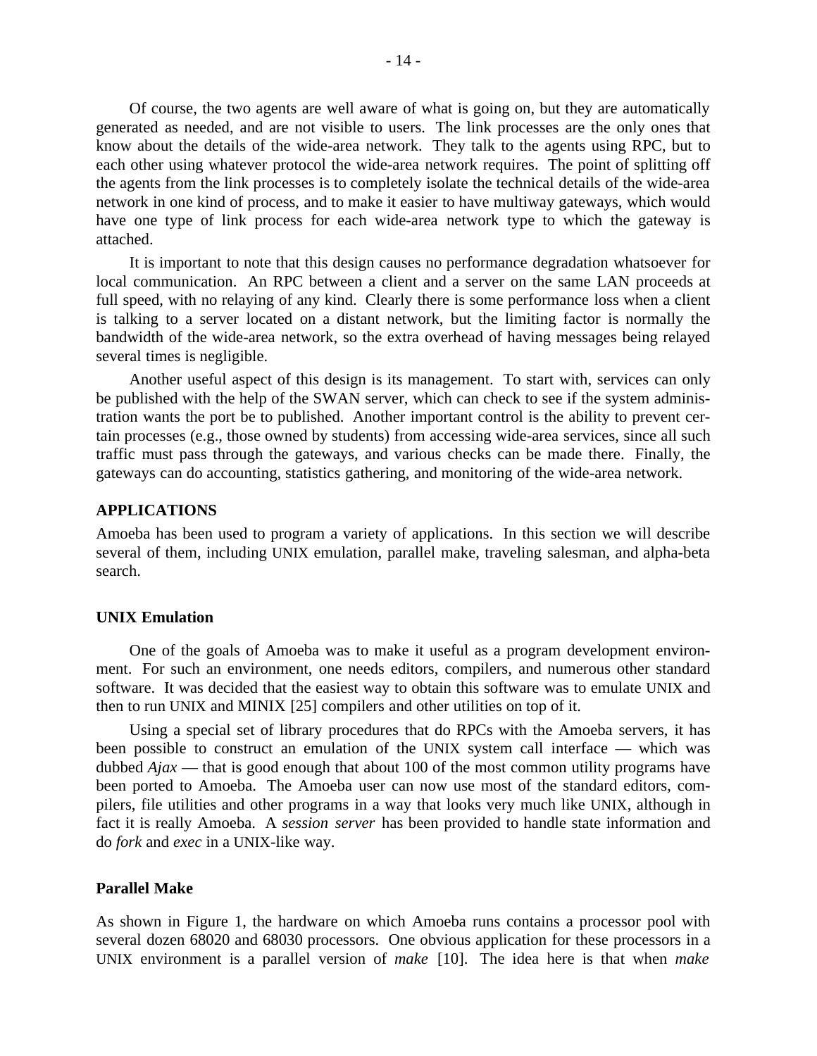Of course, the two agents are well aware of what is going on, but they are automatically generated as needed, and are not visible to users. The link processes are the only ones that know about the details of the wide-area network. They talk to the agents using RPC, but to each other using whatever protocol the wide-area network requires. The point of splitting off the agents from the link processes is to completely isolate the technical details of the wide-area network in one kind of process, and to make it easier to have multiway gateways, which would have one type of link process for each wide-area network type to which the gateway is attached.

It is important to note that this design causes no performance degradation whatsoever for local communication. An RPC between a client and a server on the same LAN proceeds at full speed, with no relaying of any kind. Clearly there is some performance loss when a client is talking to a server located on a distant network, but the limiting factor is normally the bandwidth of the wide-area network, so the extra overhead of having messages being relayed several times is negligible.

Another useful aspect of this design is its management. To start with, services can only be published with the help of the SWAN server, which can check to see if the system administration wants the port be to published. Another important control is the ability to prevent certain processes (e.g., those owned by students) from accessing wide-area services, since all such traffic must pass through the gateways, and various checks can be made there. Finally, the gateways can do accounting, statistics gathering, and monitoring of the wide-area network.

## APPLICATIONS

Amoeba has been used to program a variety of applications. In this section we will describe several of them, including UNIX emulation, parallel make, traveling salesman, and alpha-beta search.

### UNIX Emulation

One of the goals of Amoeba was to make it useful as a program development environment. For such an environment, one needs editors, compilers, and numerous other standard software. It was decided that the easiest way to obtain this software was to emulate UNIX and then to run UNIX and MINIX [25] compilers and other utilities on top of it.

Using a special set of library procedures that do RPCs with the Amoeba servers, it has been possible to construct an emulation of the UNIX system call interface — which was dubbed *Ajax* — that is good enough that about 100 of the most common utility programs have been ported to Amoeba. The Amoeba user can now use most of the standard editors, compilers, file utilities and other programs in a way that looks very much like UNIX, although in fact it is really Amoeba. A *session server* has been provided to handle state information and do *fork* and *exec* in a UNIX-like way.

### Parallel Make

As shown in Figure 1, the hardware on which Amoeba runs contains a processor pool with several dozen 68020 and 68030 processors. One obvious application for these processors in a UNIX environment is a parallel version of *make* [10]. The idea here is that when *make*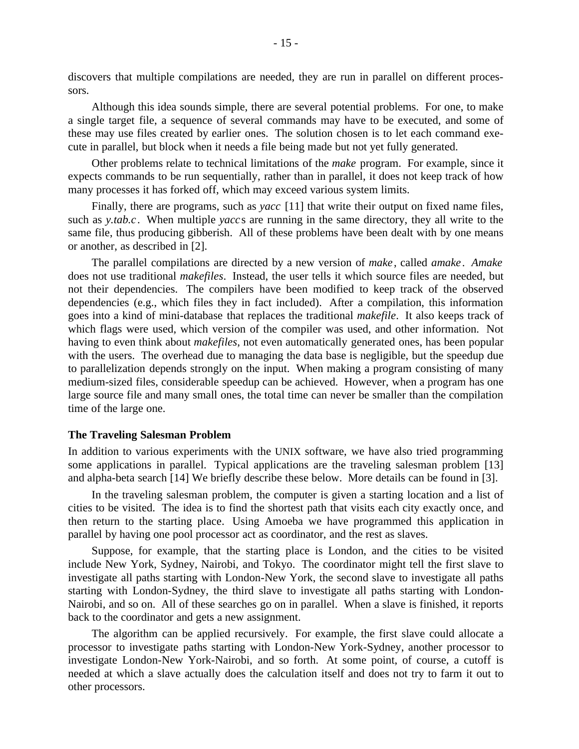discovers that multiple compilations are needed, they are run in parallel on different processors.

Although this idea sounds simple, there are several potential problems. For one, to make a single target file, a sequence of several commands may have to be executed, and some of these may use files created by earlier ones. The solution chosen is to let each command execute in parallel, but block when it needs a file being made but not yet fully generated.

Other problems relate to technical limitations of the *make* program. For example, since it expects commands to be run sequentially, rather than in parallel, it does not keep track of how many processes it has forked off, which may exceed various system limits.

Finally, there are programs, such as *yacc* [11] that write their output on fixed name files, such as *y.tab.c*. When multiple *yacc*s are running in the same directory, they all write to the same file, thus producing gibberish. All of these problems have been dealt with by one means or another, as described in [2].

The parallel compilations are directed by a new version of *make*, called *amake*. *Amake* does not use traditional *makefiles*. Instead, the user tells it which source files are needed, but not their dependencies. The compilers have been modified to keep track of the observed dependencies (e.g., which files they in fact included). After a compilation, this information goes into a kind of mini-database that replaces the traditional *makefile*. It also keeps track of which flags were used, which version of the compiler was used, and other information. Not having to even think about *makefiles*, not even automatically generated ones, has been popular with the users. The overhead due to managing the data base is negligible, but the speedup due to parallelization depends strongly on the input. When making a program consisting of many medium-sized files, considerable speedup can be achieved. However, when a program has one large source file and many small ones, the total time can never be smaller than the compilation time of the large one.

### The Traveling Salesman Problem

In addition to various experiments with the UNIX software, we have also tried programming some applications in parallel. Typical applications are the traveling salesman problem [13] and alpha-beta search [14] We briefly describe these below. More details can be found in [3].

In the traveling salesman problem, the computer is given a starting location and a list of cities to be visited. The idea is to find the shortest path that visits each city exactly once, and then return to the starting place. Using Amoeba we have programmed this application in parallel by having one pool processor act as coordinator, and the rest as slaves.

Suppose, for example, that the starting place is London, and the cities to be visited include New York, Sydney, Nairobi, and Tokyo. The coordinator might tell the first slave to investigate all paths starting with London-New York, the second slave to investigate all paths starting with London-Sydney, the third slave to investigate all paths starting with London-Nairobi, and so on. All of these searches go on in parallel. When a slave is finished, it reports back to the coordinator and gets a new assignment.

The algorithm can be applied recursively. For example, the first slave could allocate a processor to investigate paths starting with London-New York-Sydney, another processor to investigate London-New York-Nairobi, and so forth. At some point, of course, a cutoff is needed at which a slave actually does the calculation itself and does not try to farm it out to other processors.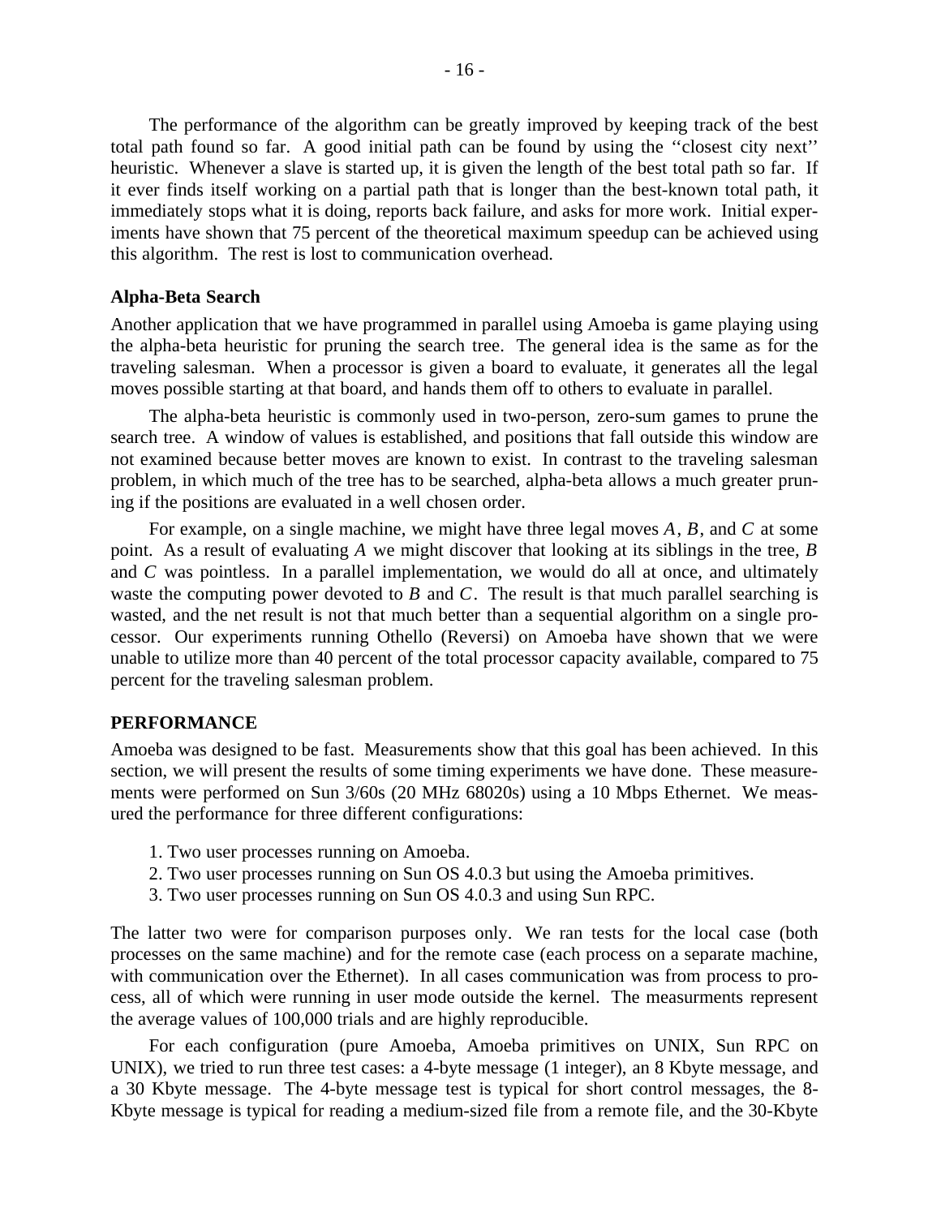The performance of the algorithm can be greatly improved by keeping track of the best total path found so far. A good initial path can be found by using the ''closest city next'' heuristic. Whenever a slave is started up, it is given the length of the best total path so far. If it ever finds itself working on a partial path that is longer than the best-known total path, it immediately stops what it is doing, reports back failure, and asks for more work. Initial experiments have shown that 75 percent of the theoretical maximum speedup can be achieved using this algorithm. The rest is lost to communication overhead.

### Alpha-Beta Search

Another application that we have programmed in parallel using Amoeba is game playing using the alpha-beta heuristic for pruning the search tree. The general idea is the same as for the traveling salesman. When a processor is given a board to evaluate, it generates all the legal moves possible starting at that board, and hands them off to others to evaluate in parallel.

The alpha-beta heuristic is commonly used in two-person, zero-sum games to prune the search tree. A window of values is established, and positions that fall outside this window are not examined because better moves are known to exist. In contrast to the traveling salesman problem, in which much of the tree has to be searched, alpha-beta allows a much greater pruning if the positions are evaluated in a well chosen order.

For example, on a single machine, we might have three legal moves $A$, $B$, and $C$ at some point. As a result of evaluating $A$ we might discover that looking at its siblings in the tree, $B$ and $C$ was pointless. In a parallel implementation, we would do all at once, and ultimately waste the computing power devoted to $B$ and $C$. The result is that much parallel searching is wasted, and the net result is not that much better than a sequential algorithm on a single processor. Our experiments running Othello (Reversi) on Amoeba have shown that we were unable to utilize more than 40 percent of the total processor capacity available, compared to 75 percent for the traveling salesman problem.

## PERFORMANCE

Amoeba was designed to be fast. Measurements show that this goal has been achieved. In this section, we will present the results of some timing experiments we have done. These measurements were performed on Sun 3/60s (20 MHz 68020s) using a 10 Mbps Ethernet. We measured the performance for three different configurations:

1. Two user processes running on Amoeba.
2. Two user processes running on Sun OS 4.0.3 but using the Amoeba primitives.
3. Two user processes running on Sun OS 4.0.3 and using Sun RPC.

The latter two were for comparison purposes only. We ran tests for the local case (both processes on the same machine) and for the remote case (each process on a separate machine, with communication over the Ethernet). In all cases communication was from process to process, all of which were running in user mode outside the kernel. The measurments represent the average values of 100,000 trials and are highly reproducible.

For each configuration (pure Amoeba, Amoeba primitives on UNIX, Sun RPC on UNIX), we tried to run three test cases: a 4-byte message (1 integer), an 8 Kbyte message, and a 30 Kbyte message. The 4-byte message test is typical for short control messages, the 8-Kbyte message is typical for reading a medium-sized file from a remote file, and the 30-Kbyte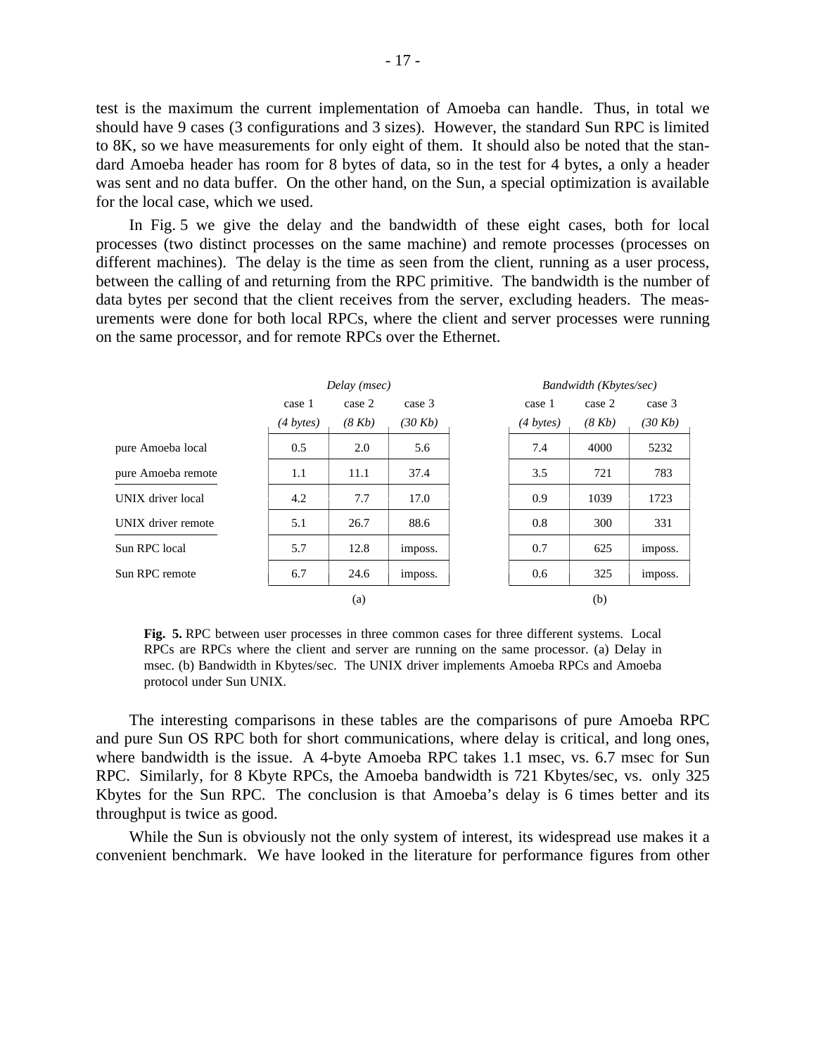test is the maximum the current implementation of Amoeba can handle. Thus, in total we should have 9 cases (3 configurations and 3 sizes). However, the standard Sun RPC is limited to 8K, so we have measurements for only eight of them. It should also be noted that the standard Amoeba header has room for 8 bytes of data, so in the test for 4 bytes, a only a header was sent and no data buffer. On the other hand, on the Sun, a special optimization is available for the local case, which we used.

In Fig. 5 we give the delay and the bandwidth of these eight cases, both for local processes (two distinct processes on the same machine) and remote processes (processes on different machines). The delay is the time as seen from the client, running as a user process, between the calling of and returning from the RPC primitive. The bandwidth is the number of data bytes per second that the client receives from the server, excluding headers. The measurements were done for both local RPCs, where the client and server processes were running on the same processor, and for remote RPCs over the Ethernet.

| | *Delay (msec)* | | | *Bandwidth (Kbytes/sec)* | | |
|---|---|---|---|---|---|---|
| | case 1 *(4 bytes)* | case 2 *(8 Kb)* | case 3 *(30 Kb)* | case 1 *(4 bytes)* | case 2 *(8 Kb)* | case 3 *(30 Kb)* |
| pure Amoeba local | 0.5 | 2.0 | 5.6 | 7.4 | 4000 | 5232 |
| pure Amoeba remote | 1.1 | 11.1 | 37.4 | 3.5 | 721 | 783 |
| UNIX driver local | 4.2 | 7.7 | 17.0 | 0.9 | 1039 | 1723 |
| UNIX driver remote | 5.1 | 26.7 | 88.6 | 0.8 | 300 | 331 |
| Sun RPC local | 5.7 | 12.8 | imposs. | 0.7 | 625 | imposs. |
| Sun RPC remote | 6.7 | 24.6 | imposs. | 0.6 | 325 | imposs. |
| | | (a) | | | (b) | |

**Fig. 5.** RPC between user processes in three common cases for three different systems. Local RPCs are RPCs where the client and server are running on the same processor. (a) Delay in msec. (b) Bandwidth in Kbytes/sec. The UNIX driver implements Amoeba RPCs and Amoeba protocol under Sun UNIX.

The interesting comparisons in these tables are the comparisons of pure Amoeba RPC and pure Sun OS RPC both for short communications, where delay is critical, and long ones, where bandwidth is the issue. A 4-byte Amoeba RPC takes 1.1 msec, vs. 6.7 msec for Sun RPC. Similarly, for 8 Kbyte RPCs, the Amoeba bandwidth is 721 Kbytes/sec, vs. only 325 Kbytes for the Sun RPC. The conclusion is that Amoeba's delay is 6 times better and its throughput is twice as good.

While the Sun is obviously not the only system of interest, its widespread use makes it a convenient benchmark. We have looked in the literature for performance figures from other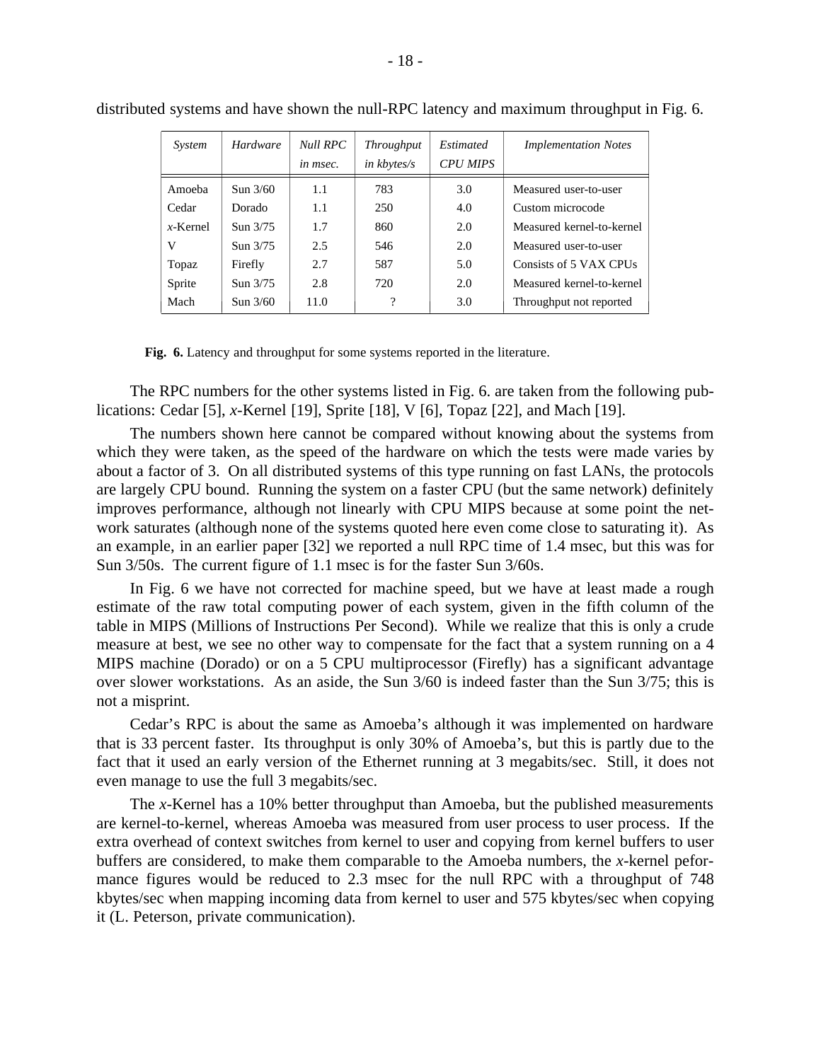distributed systems and have shown the null-RPC latency and maximum throughput in Fig. 6.

| *System* | *Hardware* | *Null RPC in msec.* | *Throughput in kbytes/s* | *Estimated CPU MIPS* | *Implementation Notes* |
|---|---|---|---|---|---|
| Amoeba | Sun 3/60 | 1.1 | 783 | 3.0 | Measured user-to-user |
| Cedar | Dorado | 1.1 | 250 | 4.0 | Custom microcode |
| *x*-Kernel | Sun 3/75 | 1.7 | 860 | 2.0 | Measured kernel-to-kernel |
| V | Sun 3/75 | 2.5 | 546 | 2.0 | Measured user-to-user |
| Topaz | Firefly | 2.7 | 587 | 5.0 | Consists of 5 VAX CPUs |
| Sprite | Sun 3/75 | 2.8 | 720 | 2.0 | Measured kernel-to-kernel |
| Mach | Sun 3/60 | 11.0 | ? | 3.0 | Throughput not reported |

**Fig. 6.** Latency and throughput for some systems reported in the literature.

The RPC numbers for the other systems listed in Fig. 6. are taken from the following publications: Cedar [5], *x*-Kernel [19], Sprite [18], V [6], Topaz [22], and Mach [19].

The numbers shown here cannot be compared without knowing about the systems from which they were taken, as the speed of the hardware on which the tests were made varies by about a factor of 3. On all distributed systems of this type running on fast LANs, the protocols are largely CPU bound. Running the system on a faster CPU (but the same network) definitely improves performance, although not linearly with CPU MIPS because at some point the network saturates (although none of the systems quoted here even come close to saturating it). As an example, in an earlier paper [32] we reported a null RPC time of 1.4 msec, but this was for Sun 3/50s. The current figure of 1.1 msec is for the faster Sun 3/60s.

In Fig. 6 we have not corrected for machine speed, but we have at least made a rough estimate of the raw total computing power of each system, given in the fifth column of the table in MIPS (Millions of Instructions Per Second). While we realize that this is only a crude measure at best, we see no other way to compensate for the fact that a system running on a 4 MIPS machine (Dorado) or on a 5 CPU multiprocessor (Firefly) has a significant advantage over slower workstations. As an aside, the Sun 3/60 is indeed faster than the Sun 3/75; this is not a misprint.

Cedar's RPC is about the same as Amoeba's although it was implemented on hardware that is 33 percent faster. Its throughput is only 30% of Amoeba's, but this is partly due to the fact that it used an early version of the Ethernet running at 3 megabits/sec. Still, it does not even manage to use the full 3 megabits/sec.

The *x*-Kernel has a 10% better throughput than Amoeba, but the published measurements are kernel-to-kernel, whereas Amoeba was measured from user process to user process. If the extra overhead of context switches from kernel to user and copying from kernel buffers to user buffers are considered, to make them comparable to the Amoeba numbers, the *x*-kernel pefformance figures would be reduced to 2.3 msec for the null RPC with a throughput of 748 kbytes/sec when mapping incoming data from kernel to user and 575 kbytes/sec when copying it (L. Peterson, private communication).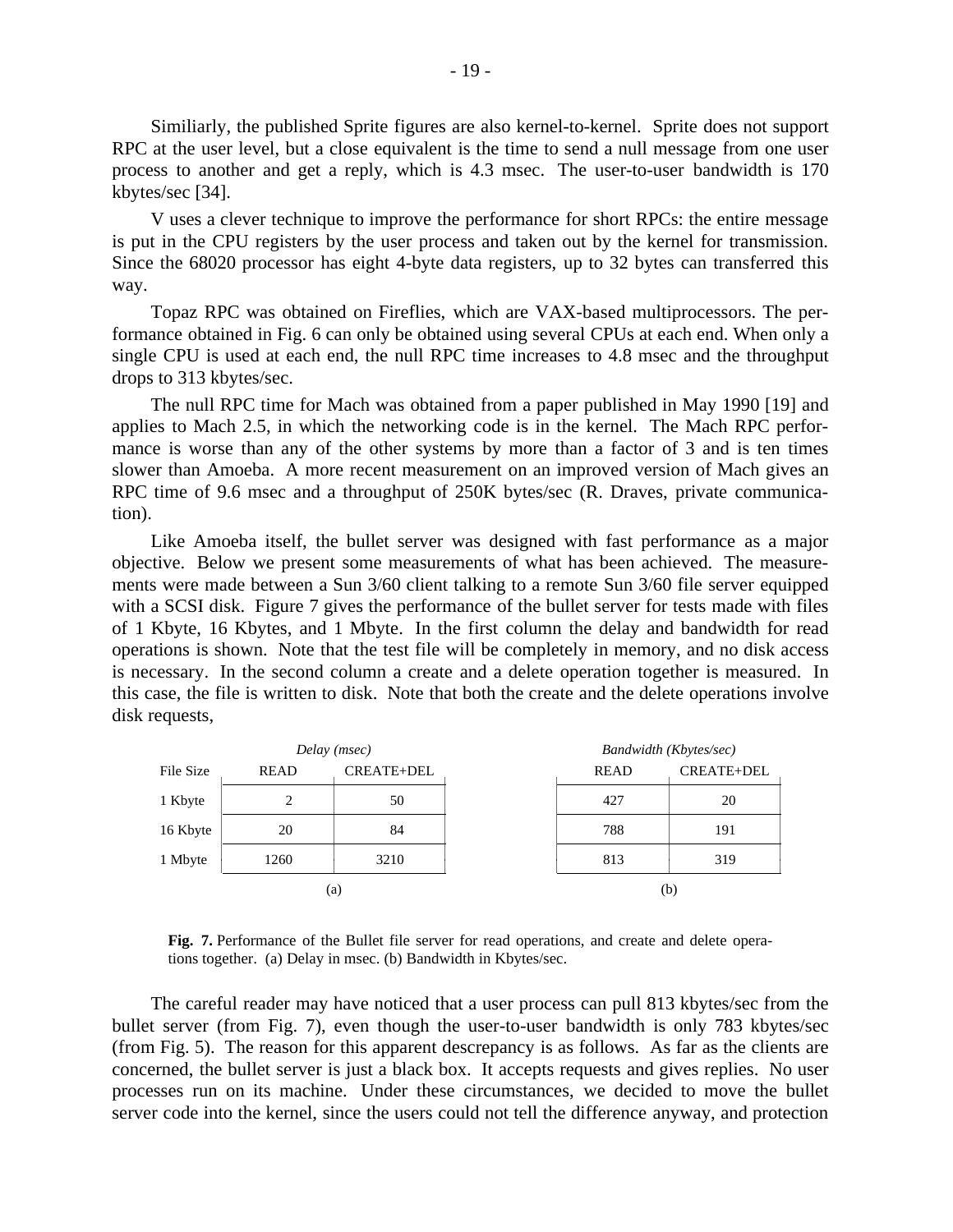Similiarly, the published Sprite figures are also kernel-to-kernel. Sprite does not support RPC at the user level, but a close equivalent is the time to send a null message from one user process to another and get a reply, which is 4.3 msec. The user-to-user bandwidth is 170 kbytes/sec [34].

V uses a clever technique to improve the performance for short RPCs: the entire message is put in the CPU registers by the user process and taken out by the kernel for transmission. Since the 68020 processor has eight 4-byte data registers, up to 32 bytes can transferred this way.

Topaz RPC was obtained on Fireflies, which are VAX-based multiprocessors. The performance obtained in Fig. 6 can only be obtained using several CPUs at each end. When only a single CPU is used at each end, the null RPC time increases to 4.8 msec and the throughput drops to 313 kbytes/sec.

The null RPC time for Mach was obtained from a paper published in May 1990 [19] and applies to Mach 2.5, in which the networking code is in the kernel. The Mach RPC performance is worse than any of the other systems by more than a factor of 3 and is ten times slower than Amoeba. A more recent measurement on an improved version of Mach gives an RPC time of 9.6 msec and a throughput of 250K bytes/sec (R. Draves, private communication).

Like Amoeba itself, the bullet server was designed with fast performance as a major objective. Below we present some measurements of what has been achieved. The measurements were made between a Sun 3/60 client talking to a remote Sun 3/60 file server equipped with a SCSI disk. Figure 7 gives the performance of the bullet server for tests made with files of 1 Kbyte, 16 Kbytes, and 1 Mbyte. In the first column the delay and bandwidth for read operations is shown. Note that the test file will be completely in memory, and no disk access is necessary. In the second column a create and a delete operation together is measured. In this case, the file is written to disk. Note that both the create and the delete operations involve disk requests,

| | *Delay (msec)* | | *Bandwidth (Kbytes/sec)* | |
|---|---|---|---|---|
| File Size | READ | CREATE+DEL | READ | CREATE+DEL |
| 1 Kbyte | 2 | 50 | 427 | 20 |
| 16 Kbyte | 20 | 84 | 788 | 191 |
| 1 Mbyte | 1260 | 3210 | 813 | 319 |
| | (a) | | (b) | |

**Fig. 7.** Performance of the Bullet file server for read operations, and create and delete operations together. (a) Delay in msec. (b) Bandwidth in Kbytes/sec.

The careful reader may have noticed that a user process can pull 813 kbytes/sec from the bullet server (from Fig. 7), even though the user-to-user bandwidth is only 783 kbytes/sec (from Fig. 5). The reason for this apparent descrepancy is as follows. As far as the clients are concerned, the bullet server is just a black box. It accepts requests and gives replies. No user processes run on its machine. Under these circumstances, we decided to move the bullet server code into the kernel, since the users could not tell the difference anyway, and protection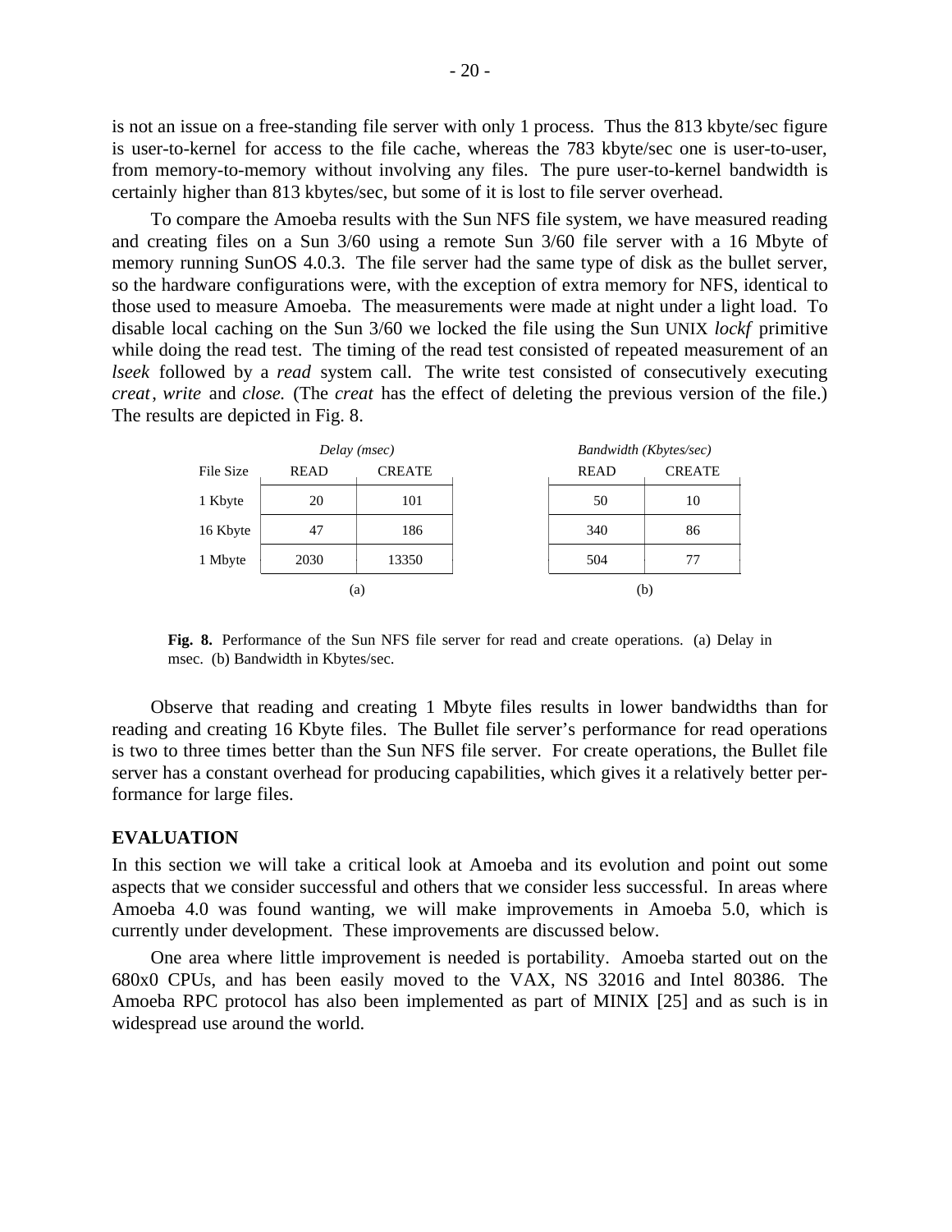is not an issue on a free-standing file server with only 1 process. Thus the 813 kbyte/sec figure is user-to-kernel for access to the file cache, whereas the 783 kbyte/sec one is user-to-user, from memory-to-memory without involving any files. The pure user-to-kernel bandwidth is certainly higher than 813 kbytes/sec, but some of it is lost to file server overhead.

To compare the Amoeba results with the Sun NFS file system, we have measured reading and creating files on a Sun 3/60 using a remote Sun 3/60 file server with a 16 Mbyte of memory running SunOS 4.0.3. The file server had the same type of disk as the bullet server, so the hardware configurations were, with the exception of extra memory for NFS, identical to those used to measure Amoeba. The measurements were made at night under a light load. To disable local caching on the Sun 3/60 we locked the file using the Sun UNIX *lockf* primitive while doing the read test. The timing of the read test consisted of repeated measurement of an *lseek* followed by a *read* system call. The write test consisted of consecutively executing *creat*, *write* and *close.* (The *creat* has the effect of deleting the previous version of the file.) The results are depicted in Fig. 8.

| | *Delay (msec)* | | *Bandwidth (Kbytes/sec)* | |
|---|---|---|---|---|
| File Size | READ | CREATE | READ | CREATE |
| 1 Kbyte | 20 | 101 | 50 | 10 |
| 16 Kbyte | 47 | 186 | 340 | 86 |
| 1 Mbyte | 2030 | 13350 | 504 | 77 |
| | (a) | | (b) | |

**Fig. 8.** Performance of the Sun NFS file server for read and create operations. (a) Delay in msec. (b) Bandwidth in Kbytes/sec.

Observe that reading and creating 1 Mbyte files results in lower bandwidths than for reading and creating 16 Kbyte files. The Bullet file server's performance for read operations is two to three times better than the Sun NFS file server. For create operations, the Bullet file server has a constant overhead for producing capabilities, which gives it a relatively better performance for large files.

## EVALUATION

In this section we will take a critical look at Amoeba and its evolution and point out some aspects that we consider successful and others that we consider less successful. In areas where Amoeba 4.0 was found wanting, we will make improvements in Amoeba 5.0, which is currently under development. These improvements are discussed below.

One area where little improvement is needed is portability. Amoeba started out on the 680x0 CPUs, and has been easily moved to the VAX, NS 32016 and Intel 80386. The Amoeba RPC protocol has also been implemented as part of MINIX [25] and as such is in widespread use around the world.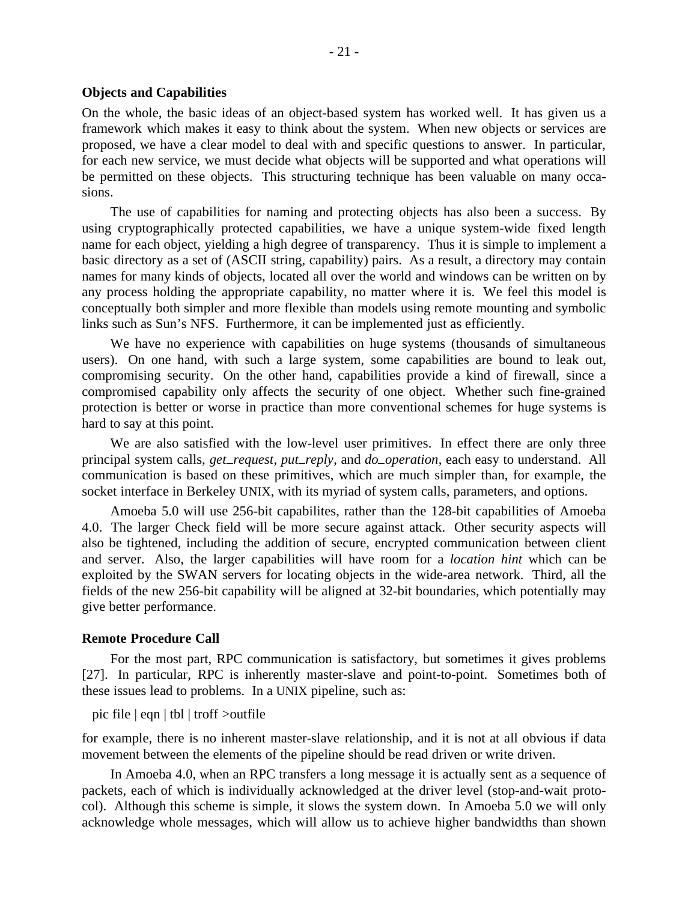**Objects and Capabilities**

On the whole, the basic ideas of an object-based system has worked well. It has given us a framework which makes it easy to think about the system. When new objects or services are proposed, we have a clear model to deal with and specific questions to answer. In particular, for each new service, we must decide what objects will be supported and what operations will be permitted on these objects. This structuring technique has been valuable on many occasions.

The use of capabilities for naming and protecting objects has also been a success. By using cryptographically protected capabilities, we have a unique system-wide fixed length name for each object, yielding a high degree of transparency. Thus it is simple to implement a basic directory as a set of (ASCII string, capability) pairs. As a result, a directory may contain names for many kinds of objects, located all over the world and windows can be written on by any process holding the appropriate capability, no matter where it is. We feel this model is conceptually both simpler and more flexible than models using remote mounting and symbolic links such as Sun's NFS. Furthermore, it can be implemented just as efficiently.

We have no experience with capabilities on huge systems (thousands of simultaneous users). On one hand, with such a large system, some capabilities are bound to leak out, compromising security. On the other hand, capabilities provide a kind of firewall, since a compromised capability only affects the security of one object. Whether such fine-grained protection is better or worse in practice than more conventional schemes for huge systems is hard to say at this point.

We are also satisfied with the low-level user primitives. In effect there are only three principal system calls, *get_request*, *put_reply*, and *do_operation*, each easy to understand. All communication is based on these primitives, which are much simpler than, for example, the socket interface in Berkeley UNIX, with its myriad of system calls, parameters, and options.

Amoeba 5.0 will use 256-bit capabilites, rather than the 128-bit capabilities of Amoeba 4.0. The larger Check field will be more secure against attack. Other security aspects will also be tightened, including the addition of secure, encrypted communication between client and server. Also, the larger capabilities will have room for a *location hint* which can be exploited by the SWAN servers for locating objects in the wide-area network. Third, all the fields of the new 256-bit capability will be aligned at 32-bit boundaries, which potentially may give better performance.

**Remote Procedure Call**

For the most part, RPC communication is satisfactory, but sometimes it gives problems [27]. In particular, RPC is inherently master-slave and point-to-point. Sometimes both of these issues lead to problems. In a UNIX pipeline, such as:

```
pic file | eqn | tbl | troff >outfile
```

for example, there is no inherent master-slave relationship, and it is not at all obvious if data movement between the elements of the pipeline should be read driven or write driven.

In Amoeba 4.0, when an RPC transfers a long message it is actually sent as a sequence of packets, each of which is individually acknowledged at the driver level (stop-and-wait protocol). Although this scheme is simple, it slows the system down. In Amoeba 5.0 we will only acknowledge whole messages, which will allow us to achieve higher bandwidths than shown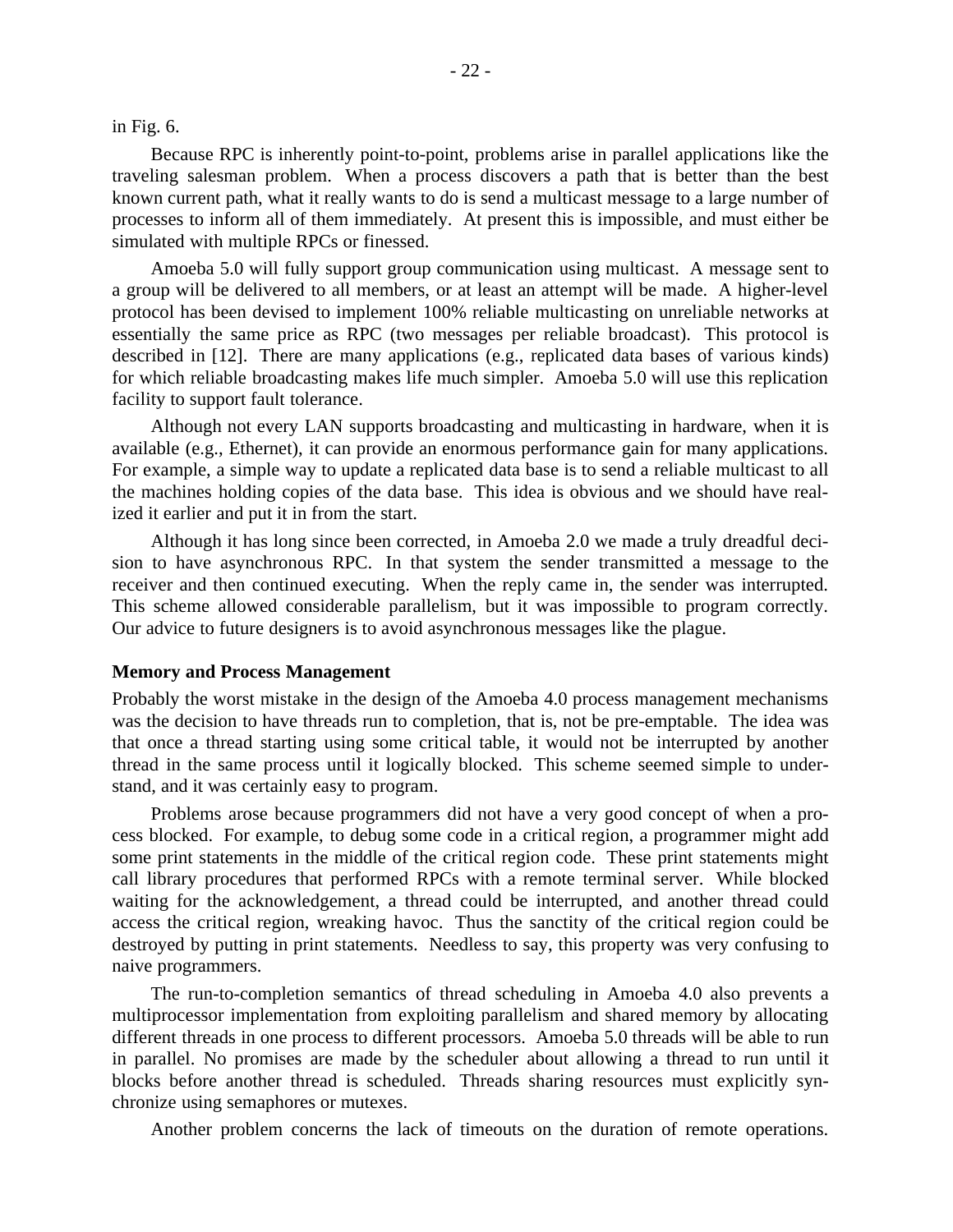in Fig. 6.

Because RPC is inherently point-to-point, problems arise in parallel applications like the traveling salesman problem. When a process discovers a path that is better than the best known current path, what it really wants to do is send a multicast message to a large number of processes to inform all of them immediately. At present this is impossible, and must either be simulated with multiple RPCs or finessed.

Amoeba 5.0 will fully support group communication using multicast. A message sent to a group will be delivered to all members, or at least an attempt will be made. A higher-level protocol has been devised to implement 100% reliable multicasting on unreliable networks at essentially the same price as RPC (two messages per reliable broadcast). This protocol is described in [12]. There are many applications (e.g., replicated data bases of various kinds) for which reliable broadcasting makes life much simpler. Amoeba 5.0 will use this replication facility to support fault tolerance.

Although not every LAN supports broadcasting and multicasting in hardware, when it is available (e.g., Ethernet), it can provide an enormous performance gain for many applications. For example, a simple way to update a replicated data base is to send a reliable multicast to all the machines holding copies of the data base. This idea is obvious and we should have realized it earlier and put it in from the start.

Although it has long since been corrected, in Amoeba 2.0 we made a truly dreadful decision to have asynchronous RPC. In that system the sender transmitted a message to the receiver and then continued executing. When the reply came in, the sender was interrupted. This scheme allowed considerable parallelism, but it was impossible to program correctly. Our advice to future designers is to avoid asynchronous messages like the plague.

**Memory and Process Management**

Probably the worst mistake in the design of the Amoeba 4.0 process management mechanisms was the decision to have threads run to completion, that is, not be pre-emptable. The idea was that once a thread starting using some critical table, it would not be interrupted by another thread in the same process until it logically blocked. This scheme seemed simple to understand, and it was certainly easy to program.

Problems arose because programmers did not have a very good concept of when a process blocked. For example, to debug some code in a critical region, a programmer might add some print statements in the middle of the critical region code. These print statements might call library procedures that performed RPCs with a remote terminal server. While blocked waiting for the acknowledgement, a thread could be interrupted, and another thread could access the critical region, wreaking havoc. Thus the sanctity of the critical region could be destroyed by putting in print statements. Needless to say, this property was very confusing to naive programmers.

The run-to-completion semantics of thread scheduling in Amoeba 4.0 also prevents a multiprocessor implementation from exploiting parallelism and shared memory by allocating different threads in one process to different processors. Amoeba 5.0 threads will be able to run in parallel. No promises are made by the scheduler about allowing a thread to run until it blocks before another thread is scheduled. Threads sharing resources must explicitly synchronize using semaphores or mutexes.

Another problem concerns the lack of timeouts on the duration of remote operations.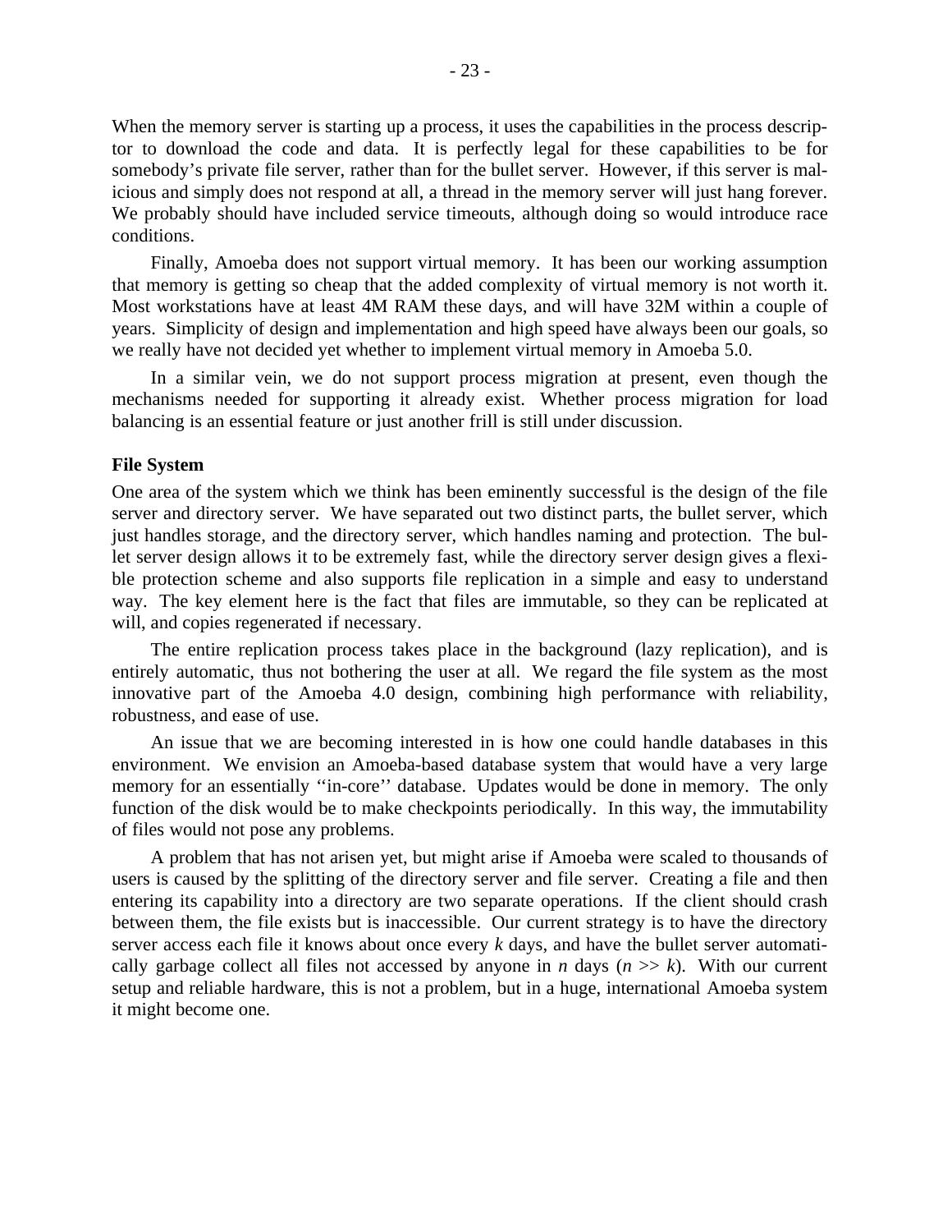When the memory server is starting up a process, it uses the capabilities in the process descriptor to download the code and data. It is perfectly legal for these capabilities to be for somebody's private file server, rather than for the bullet server. However, if this server is malicious and simply does not respond at all, a thread in the memory server will just hang forever. We probably should have included service timeouts, although doing so would introduce race conditions.

Finally, Amoeba does not support virtual memory. It has been our working assumption that memory is getting so cheap that the added complexity of virtual memory is not worth it. Most workstations have at least 4M RAM these days, and will have 32M within a couple of years. Simplicity of design and implementation and high speed have always been our goals, so we really have not decided yet whether to implement virtual memory in Amoeba 5.0.

In a similar vein, we do not support process migration at present, even though the mechanisms needed for supporting it already exist. Whether process migration for load balancing is an essential feature or just another frill is still under discussion.

**File System**

One area of the system which we think has been eminently successful is the design of the file server and directory server. We have separated out two distinct parts, the bullet server, which just handles storage, and the directory server, which handles naming and protection. The bullet server design allows it to be extremely fast, while the directory server design gives a flexible protection scheme and also supports file replication in a simple and easy to understand way. The key element here is the fact that files are immutable, so they can be replicated at will, and copies regenerated if necessary.

The entire replication process takes place in the background (lazy replication), and is entirely automatic, thus not bothering the user at all. We regard the file system as the most innovative part of the Amoeba 4.0 design, combining high performance with reliability, robustness, and ease of use.

An issue that we are becoming interested in is how one could handle databases in this environment. We envision an Amoeba-based database system that would have a very large memory for an essentially ''in-core'' database. Updates would be done in memory. The only function of the disk would be to make checkpoints periodically. In this way, the immutability of files would not pose any problems.

A problem that has not arisen yet, but might arise if Amoeba were scaled to thousands of users is caused by the splitting of the directory server and file server. Creating a file and then entering its capability into a directory are two separate operations. If the client should crash between them, the file exists but is inaccessible. Our current strategy is to have the directory server access each file it knows about once every $k$ days, and have the bullet server automatically garbage collect all files not accessed by anyone in $n$ days ($n >> k$). With our current setup and reliable hardware, this is not a problem, but in a huge, international Amoeba system it might become one.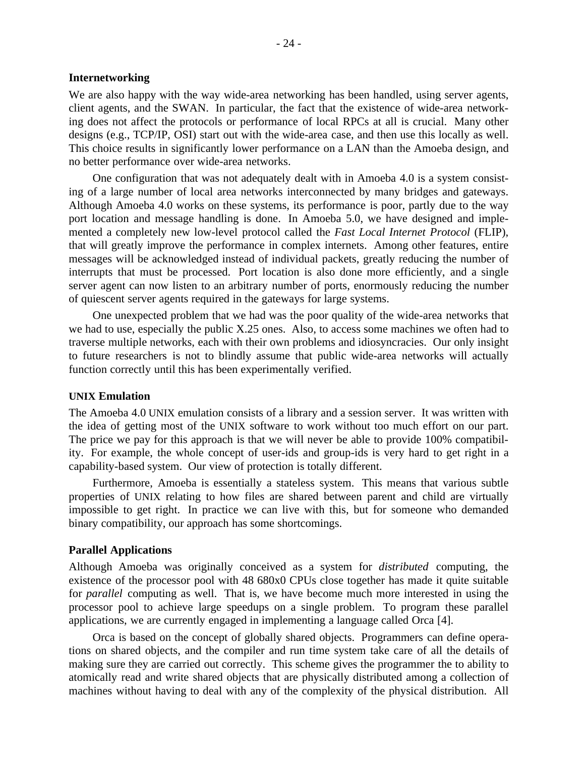**Internetworking**

We are also happy with the way wide-area networking has been handled, using server agents, client agents, and the SWAN. In particular, the fact that the existence of wide-area networking does not affect the protocols or performance of local RPCs at all is crucial. Many other designs (e.g., TCP/IP, OSI) start out with the wide-area case, and then use this locally as well. This choice results in significantly lower performance on a LAN than the Amoeba design, and no better performance over wide-area networks.

One configuration that was not adequately dealt with in Amoeba 4.0 is a system consisting of a large number of local area networks interconnected by many bridges and gateways. Although Amoeba 4.0 works on these systems, its performance is poor, partly due to the way port location and message handling is done. In Amoeba 5.0, we have designed and implemented a completely new low-level protocol called the *Fast Local Internet Protocol* (FLIP), that will greatly improve the performance in complex internets. Among other features, entire messages will be acknowledged instead of individual packets, greatly reducing the number of interrupts that must be processed. Port location is also done more efficiently, and a single server agent can now listen to an arbitrary number of ports, enormously reducing the number of quiescent server agents required in the gateways for large systems.

One unexpected problem that we had was the poor quality of the wide-area networks that we had to use, especially the public X.25 ones. Also, to access some machines we often had to traverse multiple networks, each with their own problems and idiosyncracies. Our only insight to future researchers is not to blindly assume that public wide-area networks will actually function correctly until this has been experimentally verified.

**UNIX Emulation**

The Amoeba 4.0 UNIX emulation consists of a library and a session server. It was written with the idea of getting most of the UNIX software to work without too much effort on our part. The price we pay for this approach is that we will never be able to provide 100% compatibility. For example, the whole concept of user-ids and group-ids is very hard to get right in a capability-based system. Our view of protection is totally different.

Furthermore, Amoeba is essentially a stateless system. This means that various subtle properties of UNIX relating to how files are shared between parent and child are virtually impossible to get right. In practice we can live with this, but for someone who demanded binary compatibility, our approach has some shortcomings.

**Parallel Applications**

Although Amoeba was originally conceived as a system for *distributed* computing, the existence of the processor pool with 48 680x0 CPUs close together has made it quite suitable for *parallel* computing as well. That is, we have become much more interested in using the processor pool to achieve large speedups on a single problem. To program these parallel applications, we are currently engaged in implementing a language called Orca [4].

Orca is based on the concept of globally shared objects. Programmers can define operations on shared objects, and the compiler and run time system take care of all the details of making sure they are carried out correctly. This scheme gives the programmer the to ability to atomically read and write shared objects that are physically distributed among a collection of machines without having to deal with any of the complexity of the physical distribution. All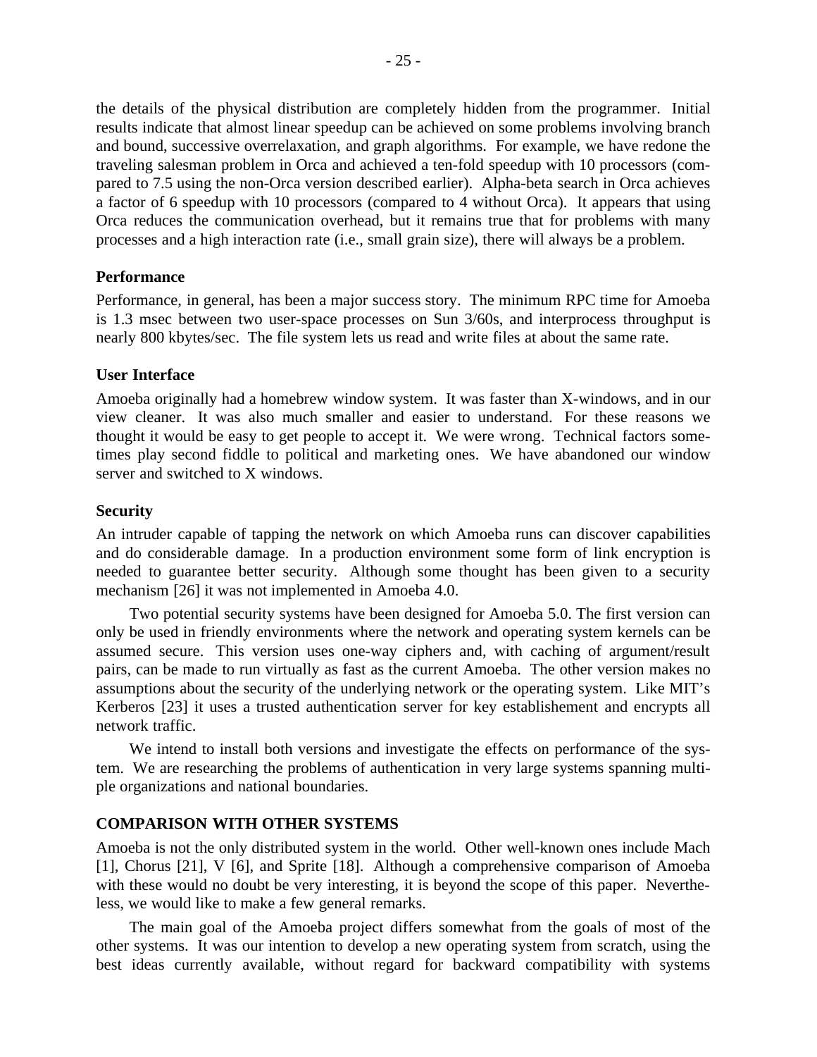the details of the physical distribution are completely hidden from the programmer. Initial results indicate that almost linear speedup can be achieved on some problems involving branch and bound, successive overrelaxation, and graph algorithms. For example, we have redone the traveling salesman problem in Orca and achieved a ten-fold speedup with 10 processors (compared to 7.5 using the non-Orca version described earlier). Alpha-beta search in Orca achieves a factor of 6 speedup with 10 processors (compared to 4 without Orca). It appears that using Orca reduces the communication overhead, but it remains true that for problems with many processes and a high interaction rate (i.e., small grain size), there will always be a problem.

### Performance

Performance, in general, has been a major success story. The minimum RPC time for Amoeba is 1.3 msec between two user-space processes on Sun 3/60s, and interprocess throughput is nearly 800 kbytes/sec. The file system lets us read and write files at about the same rate.

### User Interface

Amoeba originally had a homebrew window system. It was faster than X-windows, and in our view cleaner. It was also much smaller and easier to understand. For these reasons we thought it would be easy to get people to accept it. We were wrong. Technical factors sometimes play second fiddle to political and marketing ones. We have abandoned our window server and switched to X windows.

### Security

An intruder capable of tapping the network on which Amoeba runs can discover capabilities and do considerable damage. In a production environment some form of link encryption is needed to guarantee better security. Although some thought has been given to a security mechanism [26] it was not implemented in Amoeba 4.0.

Two potential security systems have been designed for Amoeba 5.0. The first version can only be used in friendly environments where the network and operating system kernels can be assumed secure. This version uses one-way ciphers and, with caching of argument/result pairs, can be made to run virtually as fast as the current Amoeba. The other version makes no assumptions about the security of the underlying network or the operating system. Like MIT's Kerberos [23] it uses a trusted authentication server for key establishement and encrypts all network traffic.

We intend to install both versions and investigate the effects on performance of the system. We are researching the problems of authentication in very large systems spanning multiple organizations and national boundaries.

## COMPARISON WITH OTHER SYSTEMS

Amoeba is not the only distributed system in the world. Other well-known ones include Mach [1], Chorus [21], V [6], and Sprite [18]. Although a comprehensive comparison of Amoeba with these would no doubt be very interesting, it is beyond the scope of this paper. Nevertheless, we would like to make a few general remarks.

The main goal of the Amoeba project differs somewhat from the goals of most of the other systems. It was our intention to develop a new operating system from scratch, using the best ideas currently available, without regard for backward compatibility with systems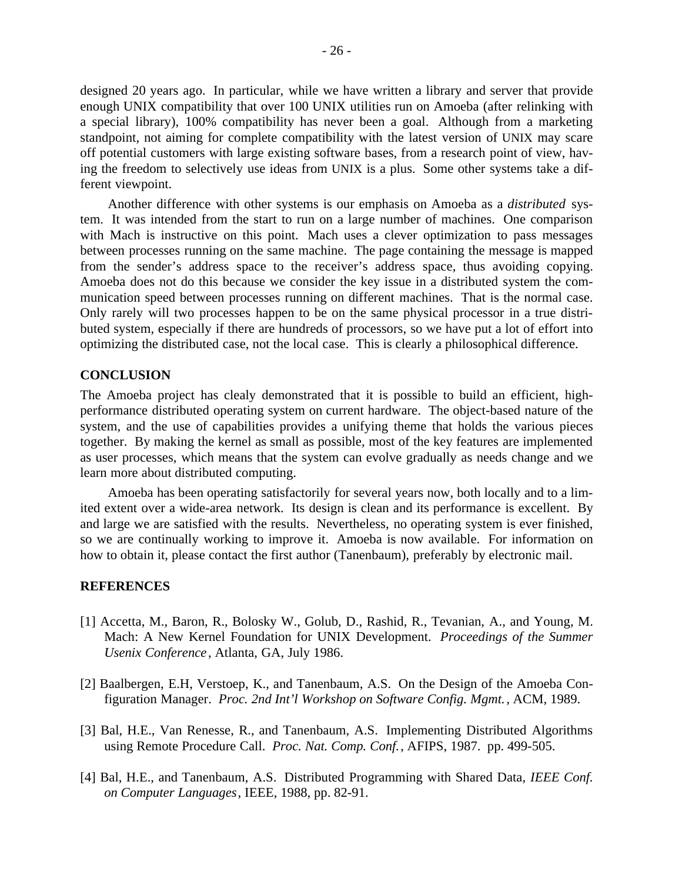designed 20 years ago. In particular, while we have written a library and server that provide enough UNIX compatibility that over 100 UNIX utilities run on Amoeba (after relinking with a special library), 100% compatibility has never been a goal. Although from a marketing standpoint, not aiming for complete compatibility with the latest version of UNIX may scare off potential customers with large existing software bases, from a research point of view, having the freedom to selectively use ideas from UNIX is a plus. Some other systems take a different viewpoint.

Another difference with other systems is our emphasis on Amoeba as a *distributed* system. It was intended from the start to run on a large number of machines. One comparison with Mach is instructive on this point. Mach uses a clever optimization to pass messages between processes running on the same machine. The page containing the message is mapped from the sender's address space to the receiver's address space, thus avoiding copying. Amoeba does not do this because we consider the key issue in a distributed system the communication speed between processes running on different machines. That is the normal case. Only rarely will two processes happen to be on the same physical processor in a true distributed system, especially if there are hundreds of processors, so we have put a lot of effort into optimizing the distributed case, not the local case. This is clearly a philosophical difference.

## CONCLUSION

The Amoeba project has clealy demonstrated that it is possible to build an efficient, high-performance distributed operating system on current hardware. The object-based nature of the system, and the use of capabilities provides a unifying theme that holds the various pieces together. By making the kernel as small as possible, most of the key features are implemented as user processes, which means that the system can evolve gradually as needs change and we learn more about distributed computing.

Amoeba has been operating satisfactorily for several years now, both locally and to a limited extent over a wide-area network. Its design is clean and its performance is excellent. By and large we are satisfied with the results. Nevertheless, no operating system is ever finished, so we are continually working to improve it. Amoeba is now available. For information on how to obtain it, please contact the first author (Tanenbaum), preferably by electronic mail.

## REFERENCES

[1] Accetta, M., Baron, R., Bolosky W., Golub, D., Rashid, R., Tevanian, A., and Young, M. Mach: A New Kernel Foundation for UNIX Development. *Proceedings of the Summer Usenix Conference*, Atlanta, GA, July 1986.

[2] Baalbergen, E.H, Verstoep, K., and Tanenbaum, A.S. On the Design of the Amoeba Configuration Manager. *Proc. 2nd Int'l Workshop on Software Config. Mgmt.*, ACM, 1989.

[3] Bal, H.E., Van Renesse, R., and Tanenbaum, A.S. Implementing Distributed Algorithms using Remote Procedure Call. *Proc. Nat. Comp. Conf.*, AFIPS, 1987. pp. 499-505.

[4] Bal, H.E., and Tanenbaum, A.S. Distributed Programming with Shared Data, *IEEE Conf. on Computer Languages*, IEEE, 1988, pp. 82-91.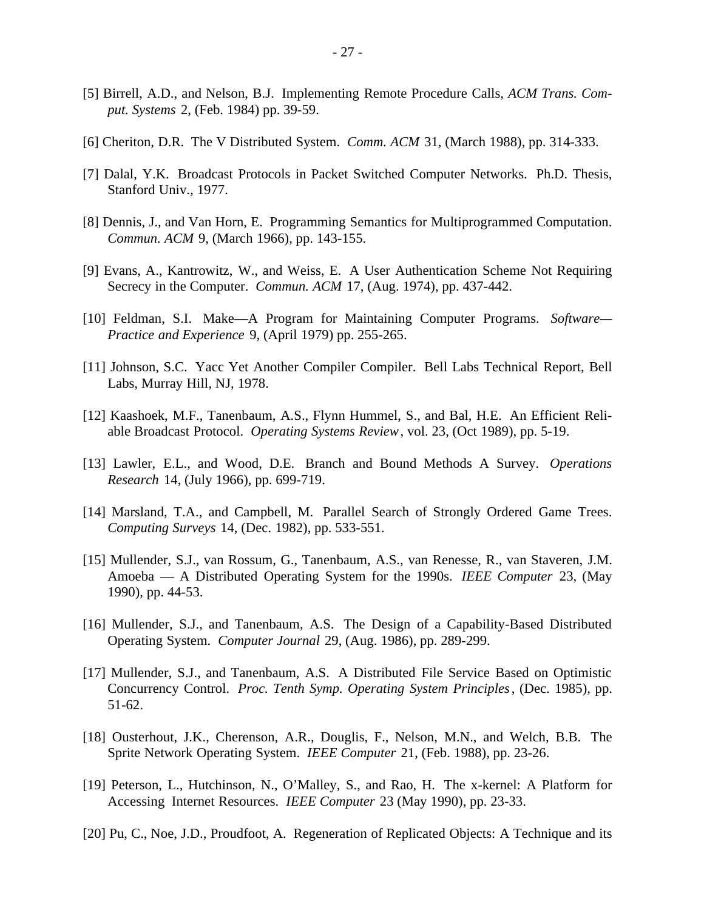[5] Birrell, A.D., and Nelson, B.J. Implementing Remote Procedure Calls, *ACM Trans. Comput. Systems* 2, (Feb. 1984) pp. 39-59.

[6] Cheriton, D.R. The V Distributed System. *Comm. ACM* 31, (March 1988), pp. 314-333.

[7] Dalal, Y.K. Broadcast Protocols in Packet Switched Computer Networks. Ph.D. Thesis, Stanford Univ., 1977.

[8] Dennis, J., and Van Horn, E. Programming Semantics for Multiprogrammed Computation. *Commun. ACM* 9, (March 1966), pp. 143-155.

[9] Evans, A., Kantrowitz, W., and Weiss, E. A User Authentication Scheme Not Requiring Secrecy in the Computer. *Commun. ACM* 17, (Aug. 1974), pp. 437-442.

[10] Feldman, S.I. Make—A Program for Maintaining Computer Programs. *Software—Practice and Experience* 9, (April 1979) pp. 255-265.

[11] Johnson, S.C. Yacc Yet Another Compiler Compiler. Bell Labs Technical Report, Bell Labs, Murray Hill, NJ, 1978.

[12] Kaashoek, M.F., Tanenbaum, A.S., Flynn Hummel, S., and Bal, H.E. An Efficient Reliable Broadcast Protocol. *Operating Systems Review*, vol. 23, (Oct 1989), pp. 5-19.

[13] Lawler, E.L., and Wood, D.E. Branch and Bound Methods A Survey. *Operations Research* 14, (July 1966), pp. 699-719.

[14] Marsland, T.A., and Campbell, M. Parallel Search of Strongly Ordered Game Trees. *Computing Surveys* 14, (Dec. 1982), pp. 533-551.

[15] Mullender, S.J., van Rossum, G., Tanenbaum, A.S., van Renesse, R., van Staveren, J.M. Amoeba — A Distributed Operating System for the 1990s. *IEEE Computer* 23, (May 1990), pp. 44-53.

[16] Mullender, S.J., and Tanenbaum, A.S. The Design of a Capability-Based Distributed Operating System. *Computer Journal* 29, (Aug. 1986), pp. 289-299.

[17] Mullender, S.J., and Tanenbaum, A.S. A Distributed File Service Based on Optimistic Concurrency Control. *Proc. Tenth Symp. Operating System Principles*, (Dec. 1985), pp. 51-62.

[18] Ousterhout, J.K., Cherenson, A.R., Douglis, F., Nelson, M.N., and Welch, B.B. The Sprite Network Operating System. *IEEE Computer* 21, (Feb. 1988), pp. 23-26.

[19] Peterson, L., Hutchinson, N., O'Malley, S., and Rao, H. The x-kernel: A Platform for Accessing Internet Resources. *IEEE Computer* 23 (May 1990), pp. 23-33.

[20] Pu, C., Noe, J.D., Proudfoot, A. Regeneration of Replicated Objects: A Technique and its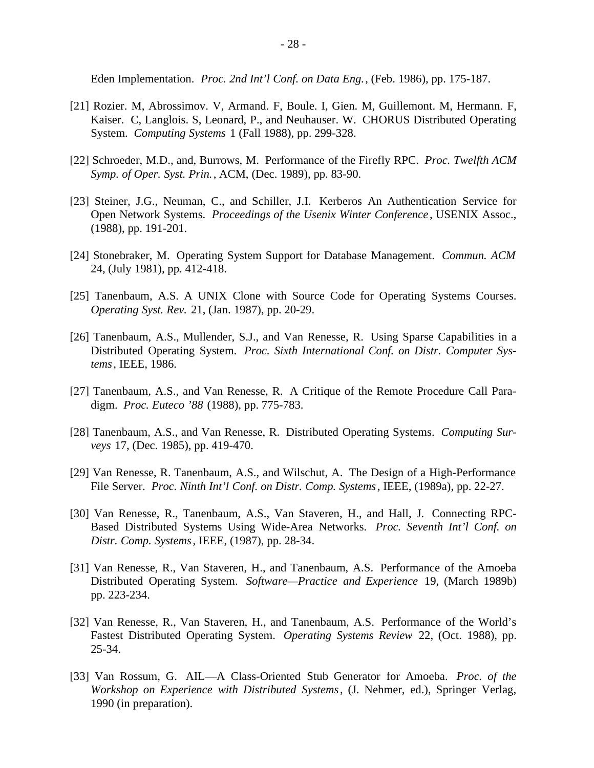Eden Implementation. *Proc. 2nd Int'l Conf. on Data Eng.*, (Feb. 1986), pp. 175-187.

[21] Rozier. M, Abrossimov. V, Armand. F, Boule. I, Gien. M, Guillemont. M, Hermann. F, Kaiser. C, Langlois. S, Leonard, P., and Neuhauser. W. CHORUS Distributed Operating System. *Computing Systems* 1 (Fall 1988), pp. 299-328.

[22] Schroeder, M.D., and, Burrows, M. Performance of the Firefly RPC. *Proc. Twelfth ACM Symp. of Oper. Syst. Prin.*, ACM, (Dec. 1989), pp. 83-90.

[23] Steiner, J.G., Neuman, C., and Schiller, J.I. Kerberos An Authentication Service for Open Network Systems. *Proceedings of the Usenix Winter Conference*, USENIX Assoc., (1988), pp. 191-201.

[24] Stonebraker, M. Operating System Support for Database Management. *Commun. ACM* 24, (July 1981), pp. 412-418.

[25] Tanenbaum, A.S. A UNIX Clone with Source Code for Operating Systems Courses. *Operating Syst. Rev.* 21, (Jan. 1987), pp. 20-29.

[26] Tanenbaum, A.S., Mullender, S.J., and Van Renesse, R. Using Sparse Capabilities in a Distributed Operating System. *Proc. Sixth International Conf. on Distr. Computer Systems*, IEEE, 1986.

[27] Tanenbaum, A.S., and Van Renesse, R. A Critique of the Remote Procedure Call Paradigm. *Proc. Euteco '88* (1988), pp. 775-783.

[28] Tanenbaum, A.S., and Van Renesse, R. Distributed Operating Systems. *Computing Surveys* 17, (Dec. 1985), pp. 419-470.

[29] Van Renesse, R. Tanenbaum, A.S., and Wilschut, A. The Design of a High-Performance File Server. *Proc. Ninth Int'l Conf. on Distr. Comp. Systems*, IEEE, (1989a), pp. 22-27.

[30] Van Renesse, R., Tanenbaum, A.S., Van Staveren, H., and Hall, J. Connecting RPC-Based Distributed Systems Using Wide-Area Networks. *Proc. Seventh Int'l Conf. on Distr. Comp. Systems*, IEEE, (1987), pp. 28-34.

[31] Van Renesse, R., Van Staveren, H., and Tanenbaum, A.S. Performance of the Amoeba Distributed Operating System. *Software—Practice and Experience* 19, (March 1989b) pp. 223-234.

[32] Van Renesse, R., Van Staveren, H., and Tanenbaum, A.S. Performance of the World's Fastest Distributed Operating System. *Operating Systems Review* 22, (Oct. 1988), pp. 25-34.

[33] Van Rossum, G. AIL—A Class-Oriented Stub Generator for Amoeba. *Proc. of the Workshop on Experience with Distributed Systems*, (J. Nehmer, ed.), Springer Verlag, 1990 (in preparation).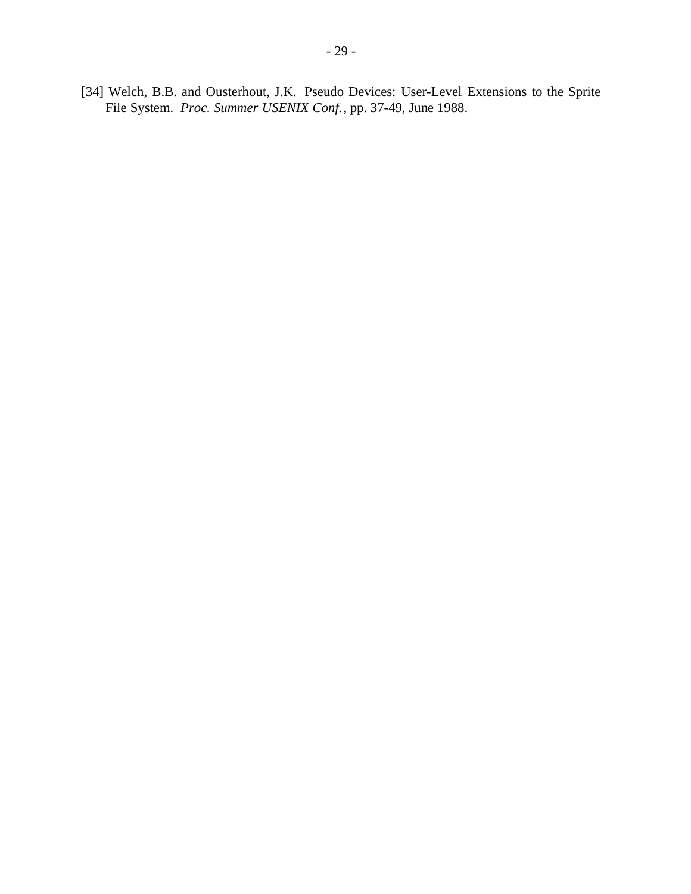[34] Welch, B.B. and Ousterhout, J.K. Pseudo Devices: User-Level Extensions to the Sprite File System. *Proc. Summer USENIX Conf.*, pp. 37-49, June 1988.